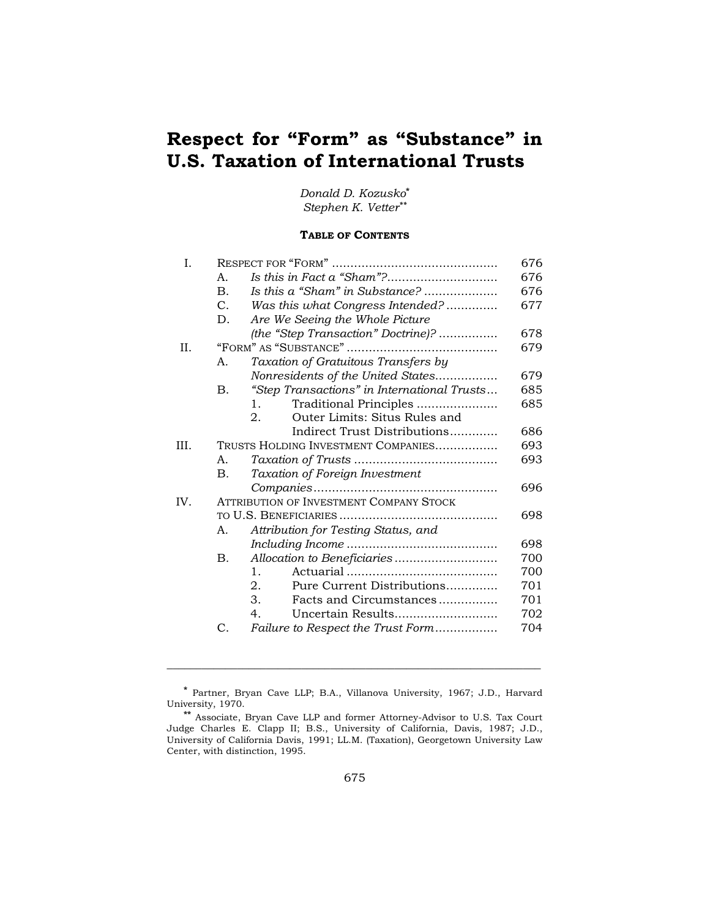# Respect for "Form" as "Substance" in U.S. Taxation of International Trusts

*Donald D. Kozusko*[*]
*Stephen K. Vetter*[**]

**TABLE OF CONTENTS**

| | | | |
|---|---|---|---|
| I. | RESPECT FOR "FORM" | | 676 |
| | A. | *Is this in Fact a "Sham"?* | 676 |
| | B. | *Is this a "Sham" in Substance?* | 676 |
| | C. | *Was this what Congress Intended?* | 677 |
| | D. | *Are We Seeing the Whole Picture (the "Step Transaction" Doctrine)?* | 678 |
| II. | "FORM" AS "SUBSTANCE" | | 679 |
| | A. | *Taxation of Gratuitous Transfers by Nonresidents of the United States* | 679 |
| | B. | *"Step Transactions" in International Trusts* | 685 |
| | | 1. Traditional Principles | 685 |
| | | 2. Outer Limits: Situs Rules and Indirect Trust Distributions | 686 |
| III. | TRUSTS HOLDING INVESTMENT COMPANIES | | 693 |
| | A. | *Taxation of Trusts* | 693 |
| | B. | *Taxation of Foreign Investment Companies* | 696 |
| IV. | ATTRIBUTION OF INVESTMENT COMPANY STOCK TO U.S. BENEFICIARIES | | 698 |
| | A. | *Attribution for Testing Status, and Including Income* | 698 |
| | B. | *Allocation to Beneficiaries* | 700 |
| | | 1. Actuarial | 700 |
| | | 2. Pure Current Distributions | 701 |
| | | 3. Facts and Circumstances | 701 |
| | | 4. Uncertain Results | 702 |
| | C. | *Failure to Respect the Trust Form* | 704 |

---

[*] Partner, Bryan Cave LLP; B.A., Villanova University, 1967; J.D., Harvard University, 1970.

[**] Associate, Bryan Cave LLP and former Attorney-Advisor to U.S. Tax Court Judge Charles E. Clapp II; B.S., University of California, Davis, 1987; J.D., University of California Davis, 1991; LL.M. (Taxation), Georgetown University Law Center, with distinction, 1995.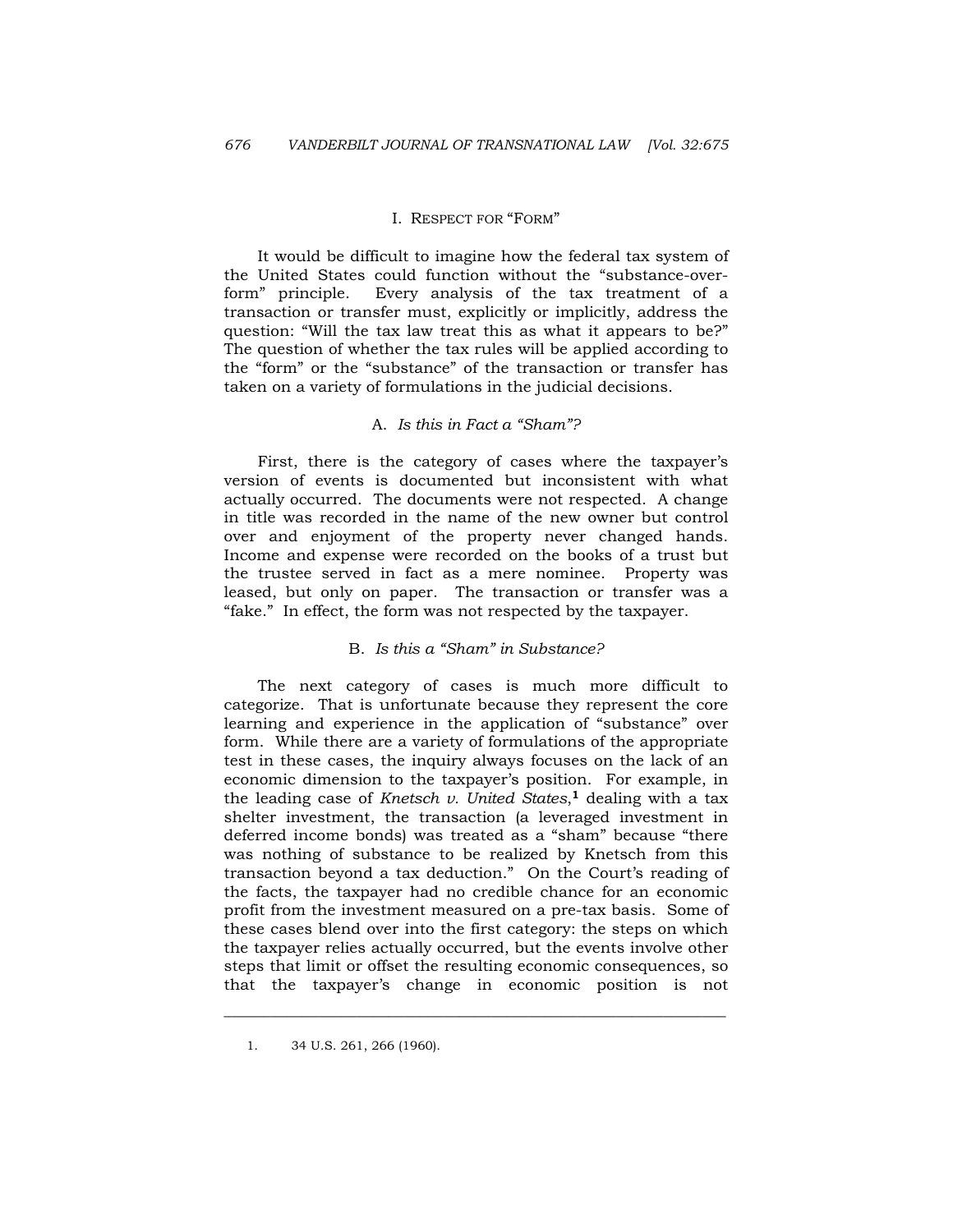## I. RESPECT FOR "FORM"

It would be difficult to imagine how the federal tax system of the United States could function without the "substance-over-form" principle. Every analysis of the tax treatment of a transaction or transfer must, explicitly or implicitly, address the question: "Will the tax law treat this as what it appears to be?" The question of whether the tax rules will be applied according to the "form" or the "substance" of the transaction or transfer has taken on a variety of formulations in the judicial decisions.

### A. *Is this in Fact a "Sham"?*

First, there is the category of cases where the taxpayer's version of events is documented but inconsistent with what actually occurred. The documents were not respected. A change in title was recorded in the name of the new owner but control over and enjoyment of the property never changed hands. Income and expense were recorded on the books of a trust but the trustee served in fact as a mere nominee. Property was leased, but only on paper. The transaction or transfer was a "fake." In effect, the form was not respected by the taxpayer.

### B. *Is this a "Sham" in Substance?*

The next category of cases is much more difficult to categorize. That is unfortunate because they represent the core learning and experience in the application of "substance" over form. While there are a variety of formulations of the appropriate test in these cases, the inquiry always focuses on the lack of an economic dimension to the taxpayer's position. For example, in the leading case of *Knetsch v. United States*,[1] dealing with a tax shelter investment, the transaction (a leveraged investment in deferred income bonds) was treated as a "sham" because "there was nothing of substance to be realized by Knetsch from this transaction beyond a tax deduction." On the Court's reading of the facts, the taxpayer had no credible chance for an economic profit from the investment measured on a pre-tax basis. Some of these cases blend over into the first category: the steps on which the taxpayer relies actually occurred, but the events involve other steps that limit or offset the resulting economic consequences, so that the taxpayer's change in economic position is not

---

1. 34 U.S. 261, 266 (1960).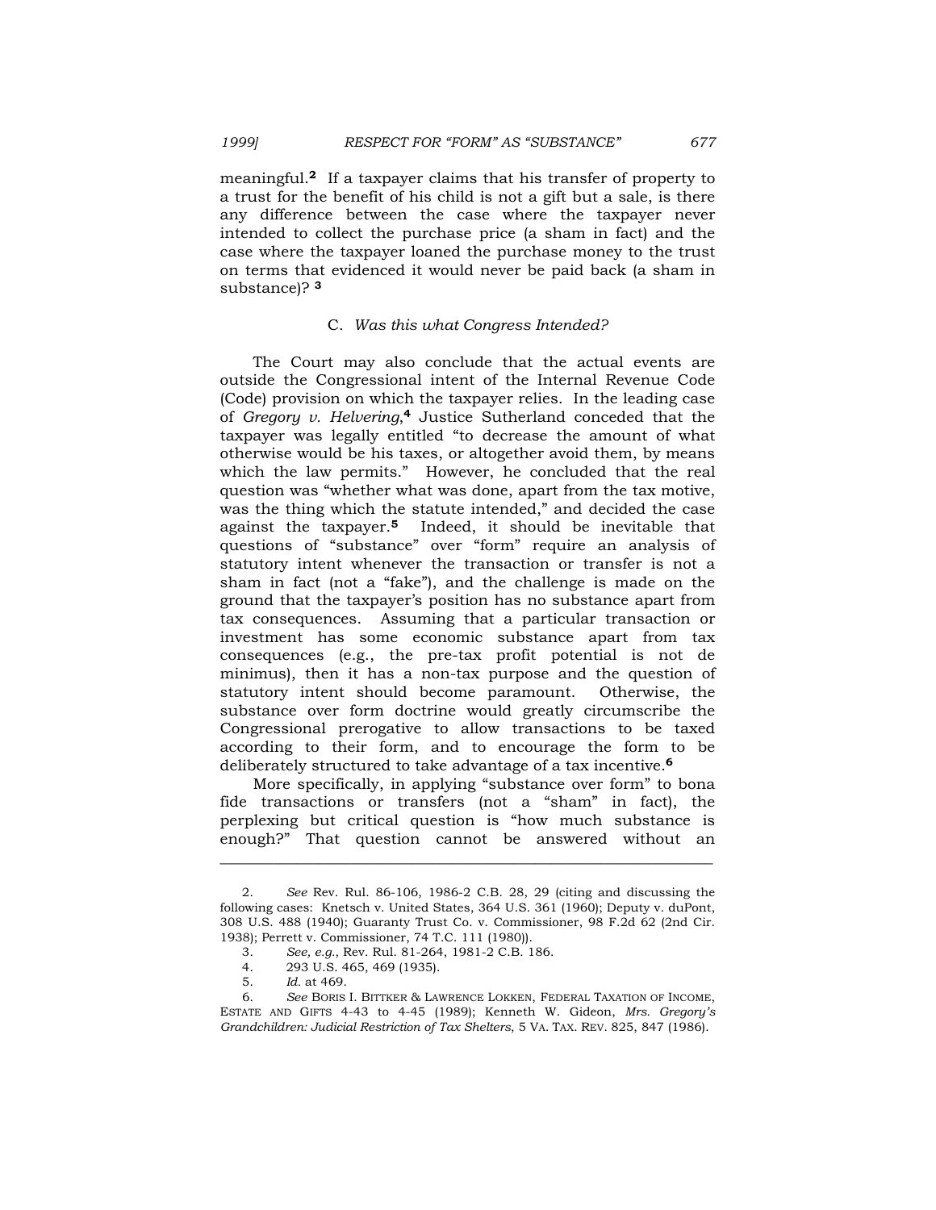meaningful.[2] If a taxpayer claims that his transfer of property to a trust for the benefit of his child is not a gift but a sale, is there any difference between the case where the taxpayer never intended to collect the purchase price (a sham in fact) and the case where the taxpayer loaned the purchase money to the trust on terms that evidenced it would never be paid back (a sham in substance)? [3]

### C. *Was this what Congress Intended?*

The Court may also conclude that the actual events are outside the Congressional intent of the Internal Revenue Code (Code) provision on which the taxpayer relies. In the leading case of *Gregory v. Helvering*,[4] Justice Sutherland conceded that the taxpayer was legally entitled "to decrease the amount of what otherwise would be his taxes, or altogether avoid them, by means which the law permits." However, he concluded that the real question was "whether what was done, apart from the tax motive, was the thing which the statute intended," and decided the case against the taxpayer.[5] Indeed, it should be inevitable that questions of "substance" over "form" require an analysis of statutory intent whenever the transaction or transfer is not a sham in fact (not a "fake"), and the challenge is made on the ground that the taxpayer's position has no substance apart from tax consequences. Assuming that a particular transaction or investment has some economic substance apart from tax consequences (e.g., the pre-tax profit potential is not de minimus), then it has a non-tax purpose and the question of statutory intent should become paramount. Otherwise, the substance over form doctrine would greatly circumscribe the Congressional prerogative to allow transactions to be taxed according to their form, and to encourage the form to be deliberately structured to take advantage of a tax incentive.[6]

More specifically, in applying "substance over form" to bona fide transactions or transfers (not a "sham" in fact), the perplexing but critical question is "how much substance is enough?" That question cannot be answered without an

---

2. *See* Rev. Rul. 86-106, 1986-2 C.B. 28, 29 (citing and discussing the following cases: Knetsch v. United States, 364 U.S. 361 (1960); Deputy v. duPont, 308 U.S. 488 (1940); Guaranty Trust Co. v. Commissioner, 98 F.2d 62 (2nd Cir. 1938); Perrett v. Commissioner, 74 T.C. 111 (1980)).

3. *See, e.g.*, Rev. Rul. 81-264, 1981-2 C.B. 186.

4. 293 U.S. 465, 469 (1935).

5. *Id.* at 469.

6. *See* BORIS I. BITTKER & LAWRENCE LOKKEN, FEDERAL TAXATION OF INCOME, ESTATE AND GIFTS 4-43 to 4-45 (1989); Kenneth W. Gideon, *Mrs. Gregory's Grandchildren: Judicial Restriction of Tax Shelters*, 5 VA. TAX. REV. 825, 847 (1986).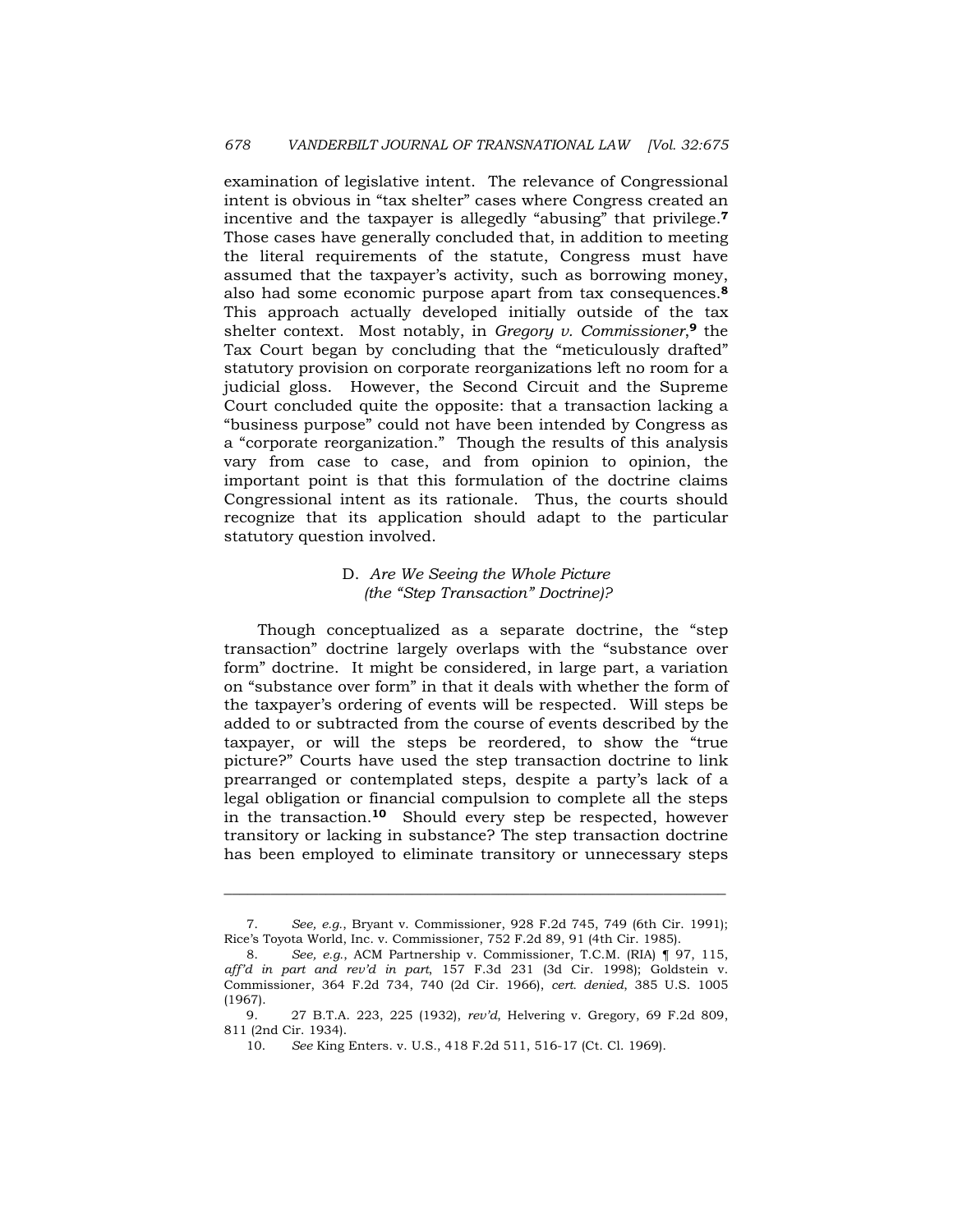examination of legislative intent. The relevance of Congressional intent is obvious in "tax shelter" cases where Congress created an incentive and the taxpayer is allegedly "abusing" that privilege.[7] Those cases have generally concluded that, in addition to meeting the literal requirements of the statute, Congress must have assumed that the taxpayer's activity, such as borrowing money, also had some economic purpose apart from tax consequences.[8] This approach actually developed initially outside of the tax shelter context. Most notably, in *Gregory v. Commissioner*,[9] the Tax Court began by concluding that the "meticulously drafted" statutory provision on corporate reorganizations left no room for a judicial gloss. However, the Second Circuit and the Supreme Court concluded quite the opposite: that a transaction lacking a "business purpose" could not have been intended by Congress as a "corporate reorganization." Though the results of this analysis vary from case to case, and from opinion to opinion, the important point is that this formulation of the doctrine claims Congressional intent as its rationale. Thus, the courts should recognize that its application should adapt to the particular statutory question involved.

### D. *Are We Seeing the Whole Picture (the "Step Transaction" Doctrine)?*

Though conceptualized as a separate doctrine, the "step transaction" doctrine largely overlaps with the "substance over form" doctrine. It might be considered, in large part, a variation on "substance over form" in that it deals with whether the form of the taxpayer's ordering of events will be respected. Will steps be added to or subtracted from the course of events described by the taxpayer, or will the steps be reordered, to show the "true picture?" Courts have used the step transaction doctrine to link prearranged or contemplated steps, despite a party's lack of a legal obligation or financial compulsion to complete all the steps in the transaction.[10] Should every step be respected, however transitory or lacking in substance? The step transaction doctrine has been employed to eliminate transitory or unnecessary steps

---

7. *See, e.g.*, Bryant v. Commissioner, 928 F.2d 745, 749 (6th Cir. 1991); Rice's Toyota World, Inc. v. Commissioner, 752 F.2d 89, 91 (4th Cir. 1985).

8. *See, e.g.*, ACM Partnership v. Commissioner, T.C.M. (RIA) ¶ 97, 115, *aff'd in part and rev'd in part*, 157 F.3d 231 (3d Cir. 1998); Goldstein v. Commissioner, 364 F.2d 734, 740 (2d Cir. 1966), *cert. denied*, 385 U.S. 1005 (1967).

9. 27 B.T.A. 223, 225 (1932), *rev'd*, Helvering v. Gregory, 69 F.2d 809, 811 (2nd Cir. 1934).

10. *See* King Enters. v. U.S., 418 F.2d 511, 516-17 (Ct. Cl. 1969).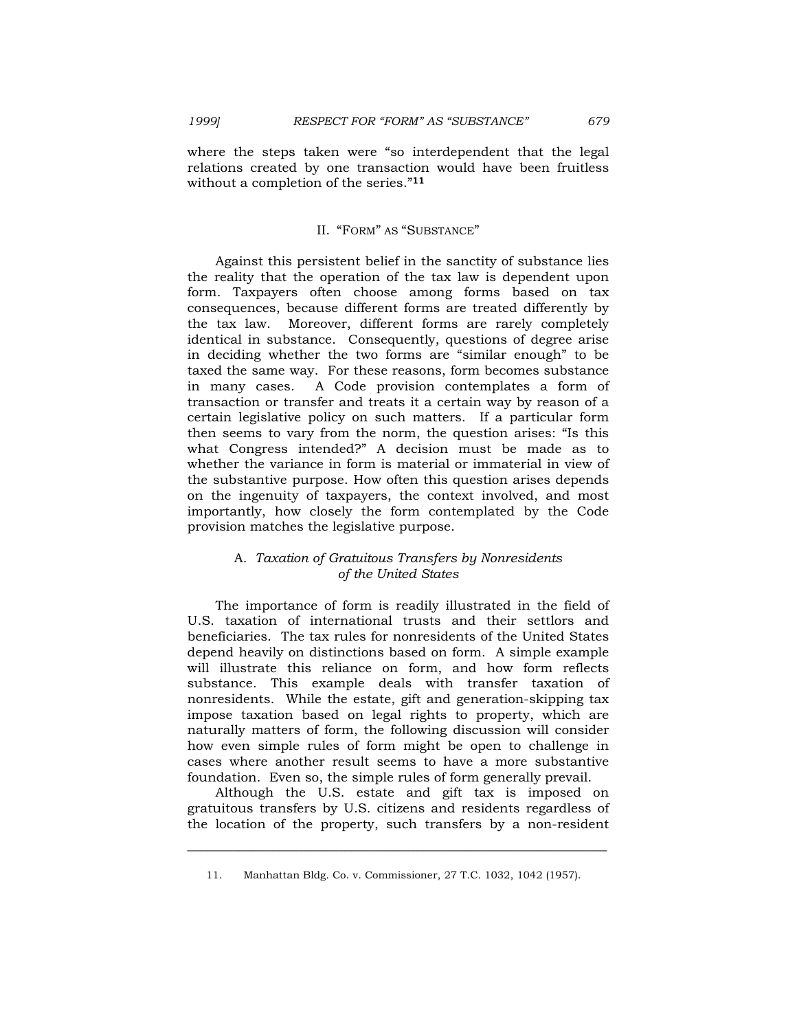where the steps taken were "so interdependent that the legal relations created by one transaction would have been fruitless without a completion of the series."[11]

## II. "FORM" AS "SUBSTANCE"

Against this persistent belief in the sanctity of substance lies the reality that the operation of the tax law is dependent upon form. Taxpayers often choose among forms based on tax consequences, because different forms are treated differently by the tax law. Moreover, different forms are rarely completely identical in substance. Consequently, questions of degree arise in deciding whether the two forms are "similar enough" to be taxed the same way. For these reasons, form becomes substance in many cases. A Code provision contemplates a form of transaction or transfer and treats it a certain way by reason of a certain legislative policy on such matters. If a particular form then seems to vary from the norm, the question arises: "Is this what Congress intended?" A decision must be made as to whether the variance in form is material or immaterial in view of the substantive purpose. How often this question arises depends on the ingenuity of taxpayers, the context involved, and most importantly, how closely the form contemplated by the Code provision matches the legislative purpose.

### A. *Taxation of Gratuitous Transfers by Nonresidents of the United States*

The importance of form is readily illustrated in the field of U.S. taxation of international trusts and their settlors and beneficiaries. The tax rules for nonresidents of the United States depend heavily on distinctions based on form. A simple example will illustrate this reliance on form, and how form reflects substance. This example deals with transfer taxation of nonresidents. While the estate, gift and generation-skipping tax impose taxation based on legal rights to property, which are naturally matters of form, the following discussion will consider how even simple rules of form might be open to challenge in cases where another result seems to have a more substantive foundation. Even so, the simple rules of form generally prevail.

Although the U.S. estate and gift tax is imposed on gratuitous transfers by U.S. citizens and residents regardless of the location of the property, such transfers by a non-resident

---

11. Manhattan Bldg. Co. v. Commissioner, 27 T.C. 1032, 1042 (1957).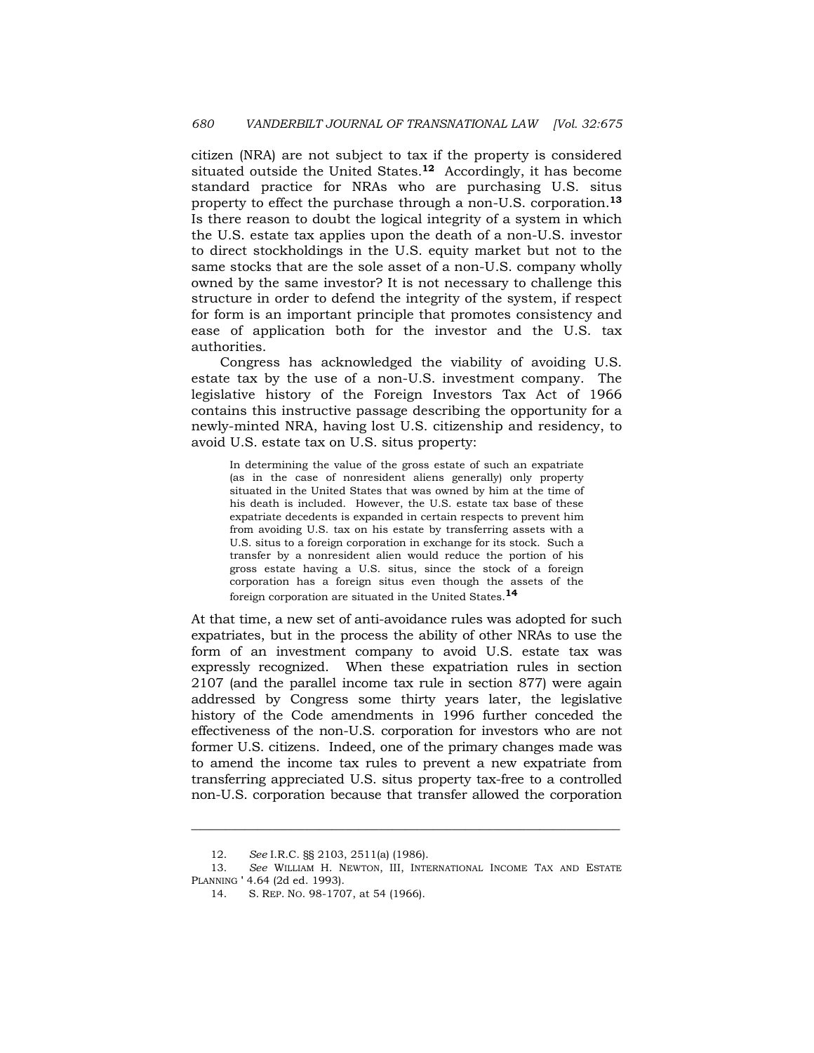citizen (NRA) are not subject to tax if the property is considered situated outside the United States.[12] Accordingly, it has become standard practice for NRAs who are purchasing U.S. situs property to effect the purchase through a non-U.S. corporation.[13] Is there reason to doubt the logical integrity of a system in which the U.S. estate tax applies upon the death of a non-U.S. investor to direct stockholdings in the U.S. equity market but not to the same stocks that are the sole asset of a non-U.S. company wholly owned by the same investor? It is not necessary to challenge this structure in order to defend the integrity of the system, if respect for form is an important principle that promotes consistency and ease of application both for the investor and the U.S. tax authorities.

Congress has acknowledged the viability of avoiding U.S. estate tax by the use of a non-U.S. investment company. The legislative history of the Foreign Investors Tax Act of 1966 contains this instructive passage describing the opportunity for a newly-minted NRA, having lost U.S. citizenship and residency, to avoid U.S. estate tax on U.S. situs property:

> In determining the value of the gross estate of such an expatriate (as in the case of nonresident aliens generally) only property situated in the United States that was owned by him at the time of his death is included. However, the U.S. estate tax base of these expatriate decedents is expanded in certain respects to prevent him from avoiding U.S. tax on his estate by transferring assets with a U.S. situs to a foreign corporation in exchange for its stock. Such a transfer by a nonresident alien would reduce the portion of his gross estate having a U.S. situs, since the stock of a foreign corporation has a foreign situs even though the assets of the foreign corporation are situated in the United States.[14]

At that time, a new set of anti-avoidance rules was adopted for such expatriates, but in the process the ability of other NRAs to use the form of an investment company to avoid U.S. estate tax was expressly recognized. When these expatriation rules in section 2107 (and the parallel income tax rule in section 877) were again addressed by Congress some thirty years later, the legislative history of the Code amendments in 1996 further conceded the effectiveness of the non-U.S. corporation for investors who are not former U.S. citizens. Indeed, one of the primary changes made was to amend the income tax rules to prevent a new expatriate from transferring appreciated U.S. situs property tax-free to a controlled non-U.S. corporation because that transfer allowed the corporation

---

12. *See* I.R.C. §§ 2103, 2511(a) (1986).

13. *See* WILLIAM H. NEWTON, III, INTERNATIONAL INCOME TAX AND ESTATE PLANNING ' 4.64 (2d ed. 1993).

14. S. REP. NO. 98-1707, at 54 (1966).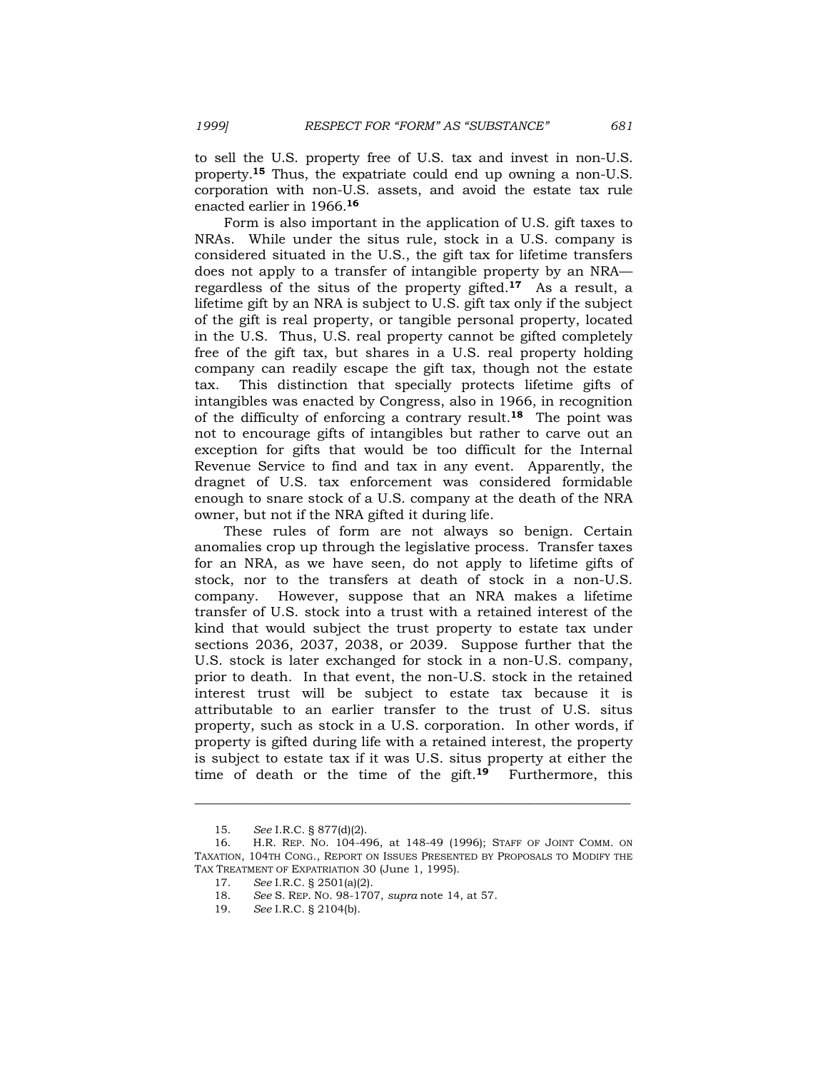to sell the U.S. property free of U.S. tax and invest in non-U.S. property.[15] Thus, the expatriate could end up owning a non-U.S. corporation with non-U.S. assets, and avoid the estate tax rule enacted earlier in 1966.[16]

Form is also important in the application of U.S. gift taxes to NRAs. While under the situs rule, stock in a U.S. company is considered situated in the U.S., the gift tax for lifetime transfers does not apply to a transfer of intangible property by an NRA—regardless of the situs of the property gifted.[17] As a result, a lifetime gift by an NRA is subject to U.S. gift tax only if the subject of the gift is real property, or tangible personal property, located in the U.S. Thus, U.S. real property cannot be gifted completely free of the gift tax, but shares in a U.S. real property holding company can readily escape the gift tax, though not the estate tax. This distinction that specially protects lifetime gifts of intangibles was enacted by Congress, also in 1966, in recognition of the difficulty of enforcing a contrary result.[18] The point was not to encourage gifts of intangibles but rather to carve out an exception for gifts that would be too difficult for the Internal Revenue Service to find and tax in any event. Apparently, the dragnet of U.S. tax enforcement was considered formidable enough to snare stock of a U.S. company at the death of the NRA owner, but not if the NRA gifted it during life.

These rules of form are not always so benign. Certain anomalies crop up through the legislative process. Transfer taxes for an NRA, as we have seen, do not apply to lifetime gifts of stock, nor to the transfers at death of stock in a non-U.S. company. However, suppose that an NRA makes a lifetime transfer of U.S. stock into a trust with a retained interest of the kind that would subject the trust property to estate tax under sections 2036, 2037, 2038, or 2039. Suppose further that the U.S. stock is later exchanged for stock in a non-U.S. company, prior to death. In that event, the non-U.S. stock in the retained interest trust will be subject to estate tax because it is attributable to an earlier transfer to the trust of U.S. situs property, such as stock in a U.S. corporation. In other words, if property is gifted during life with a retained interest, the property is subject to estate tax if it was U.S. situs property at either the time of death or the time of the gift.[19] Furthermore, this

---

15. *See* I.R.C. § 877(d)(2).

16. H.R. REP. NO. 104-496, at 148-49 (1996); STAFF OF JOINT COMM. ON TAXATION, 104TH CONG., REPORT ON ISSUES PRESENTED BY PROPOSALS TO MODIFY THE TAX TREATMENT OF EXPATRIATION 30 (June 1, 1995).

17. *See* I.R.C. § 2501(a)(2).

18. *See* S. REP. NO. 98-1707, *supra* note 14, at 57.

19. *See* I.R.C. § 2104(b).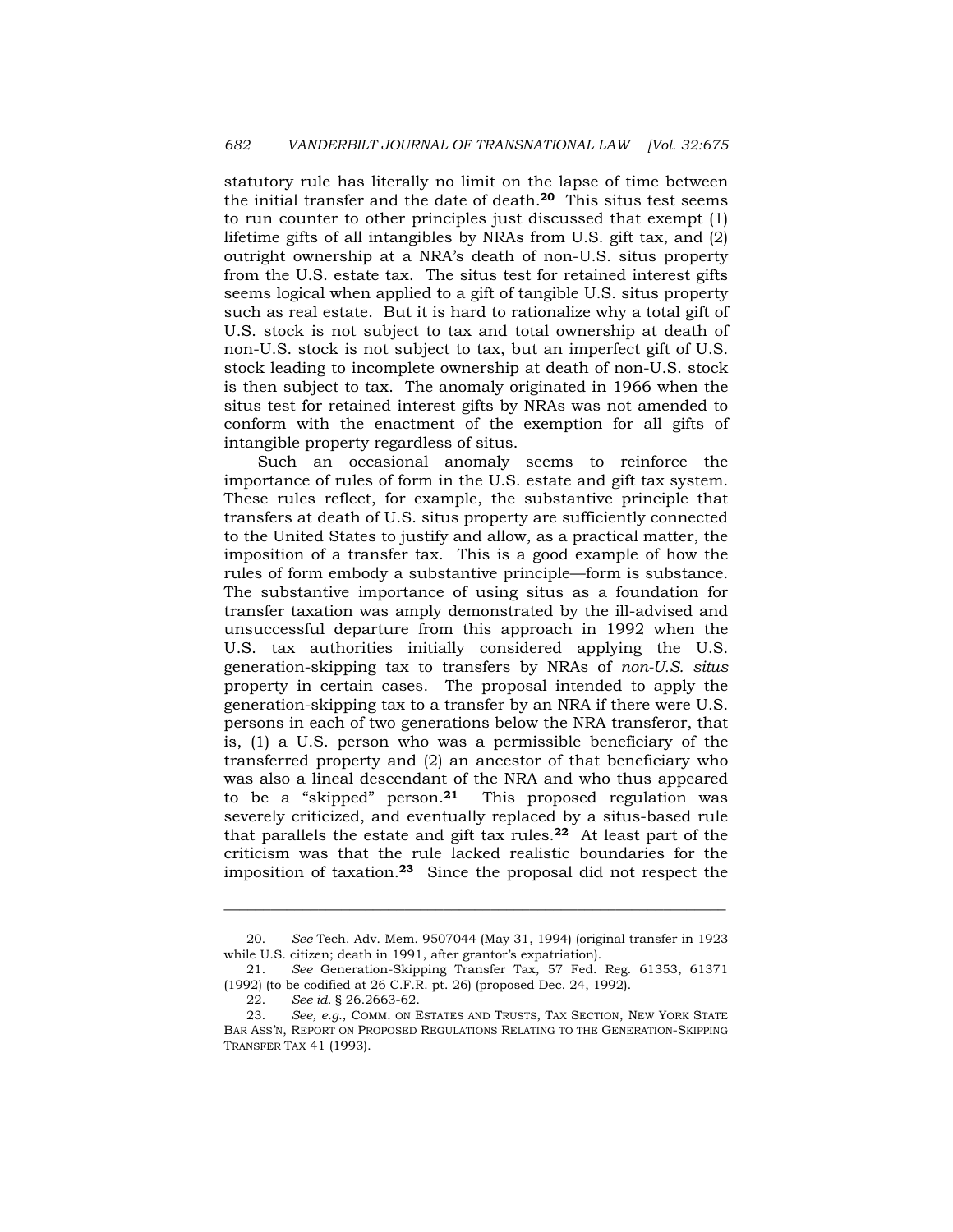statutory rule has literally no limit on the lapse of time between the initial transfer and the date of death.[20] This situs test seems to run counter to other principles just discussed that exempt (1) lifetime gifts of all intangibles by NRAs from U.S. gift tax, and (2) outright ownership at a NRA's death of non-U.S. situs property from the U.S. estate tax. The situs test for retained interest gifts seems logical when applied to a gift of tangible U.S. situs property such as real estate. But it is hard to rationalize why a total gift of U.S. stock is not subject to tax and total ownership at death of non-U.S. stock is not subject to tax, but an imperfect gift of U.S. stock leading to incomplete ownership at death of non-U.S. stock is then subject to tax. The anomaly originated in 1966 when the situs test for retained interest gifts by NRAs was not amended to conform with the enactment of the exemption for all gifts of intangible property regardless of situs.

Such an occasional anomaly seems to reinforce the importance of rules of form in the U.S. estate and gift tax system. These rules reflect, for example, the substantive principle that transfers at death of U.S. situs property are sufficiently connected to the United States to justify and allow, as a practical matter, the imposition of a transfer tax. This is a good example of how the rules of form embody a substantive principle—form is substance. The substantive importance of using situs as a foundation for transfer taxation was amply demonstrated by the ill-advised and unsuccessful departure from this approach in 1992 when the U.S. tax authorities initially considered applying the U.S. generation-skipping tax to transfers by NRAs of *non-U.S. situs* property in certain cases. The proposal intended to apply the generation-skipping tax to a transfer by an NRA if there were U.S. persons in each of two generations below the NRA transferor, that is, (1) a U.S. person who was a permissible beneficiary of the transferred property and (2) an ancestor of that beneficiary who was also a lineal descendant of the NRA and who thus appeared to be a "skipped" person.[21] This proposed regulation was severely criticized, and eventually replaced by a situs-based rule that parallels the estate and gift tax rules.[22] At least part of the criticism was that the rule lacked realistic boundaries for the imposition of taxation.[23] Since the proposal did not respect the

---

20. *See* Tech. Adv. Mem. 9507044 (May 31, 1994) (original transfer in 1923 while U.S. citizen; death in 1991, after grantor's expatriation).

21. *See* Generation-Skipping Transfer Tax, 57 Fed. Reg. 61353, 61371 (1992) (to be codified at 26 C.F.R. pt. 26) (proposed Dec. 24, 1992).

22. *See id.* § 26.2663-62.

23. *See, e.g.*, COMM. ON ESTATES AND TRUSTS, TAX SECTION, NEW YORK STATE BAR ASS'N, REPORT ON PROPOSED REGULATIONS RELATING TO THE GENERATION-SKIPPING TRANSFER TAX 41 (1993).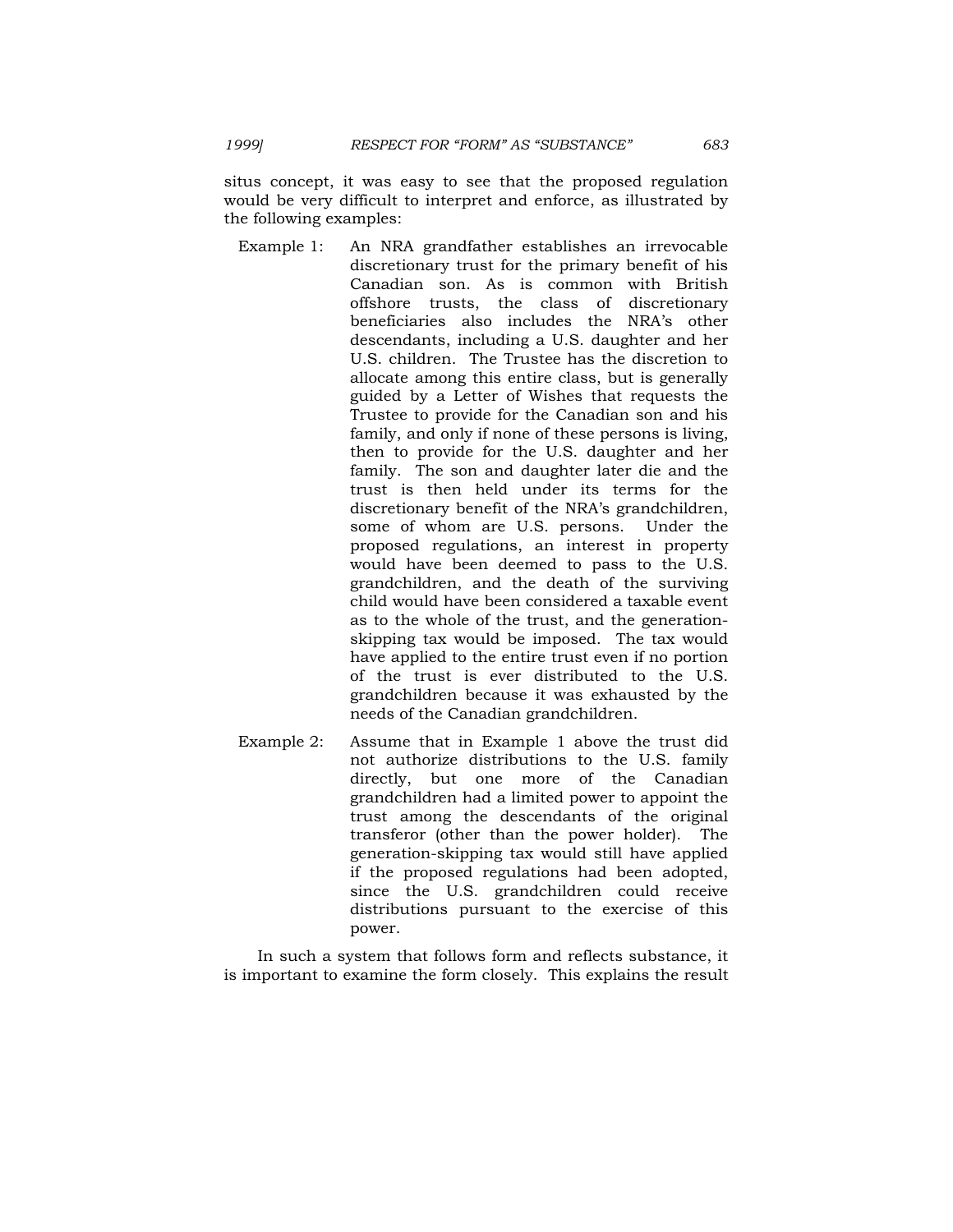situs concept, it was easy to see that the proposed regulation would be very difficult to interpret and enforce, as illustrated by the following examples:

Example 1: An NRA grandfather establishes an irrevocable discretionary trust for the primary benefit of his Canadian son. As is common with British offshore trusts, the class of discretionary beneficiaries also includes the NRA's other descendants, including a U.S. daughter and her U.S. children. The Trustee has the discretion to allocate among this entire class, but is generally guided by a Letter of Wishes that requests the Trustee to provide for the Canadian son and his family, and only if none of these persons is living, then to provide for the U.S. daughter and her family. The son and daughter later die and the trust is then held under its terms for the discretionary benefit of the NRA's grandchildren, some of whom are U.S. persons. Under the proposed regulations, an interest in property would have been deemed to pass to the U.S. grandchildren, and the death of the surviving child would have been considered a taxable event as to the whole of the trust, and the generation-skipping tax would be imposed. The tax would have applied to the entire trust even if no portion of the trust is ever distributed to the U.S. grandchildren because it was exhausted by the needs of the Canadian grandchildren.

Example 2: Assume that in Example 1 above the trust did not authorize distributions to the U.S. family directly, but one more of the Canadian grandchildren had a limited power to appoint the trust among the descendants of the original transferor (other than the power holder). The generation-skipping tax would still have applied if the proposed regulations had been adopted, since the U.S. grandchildren could receive distributions pursuant to the exercise of this power.

In such a system that follows form and reflects substance, it is important to examine the form closely. This explains the result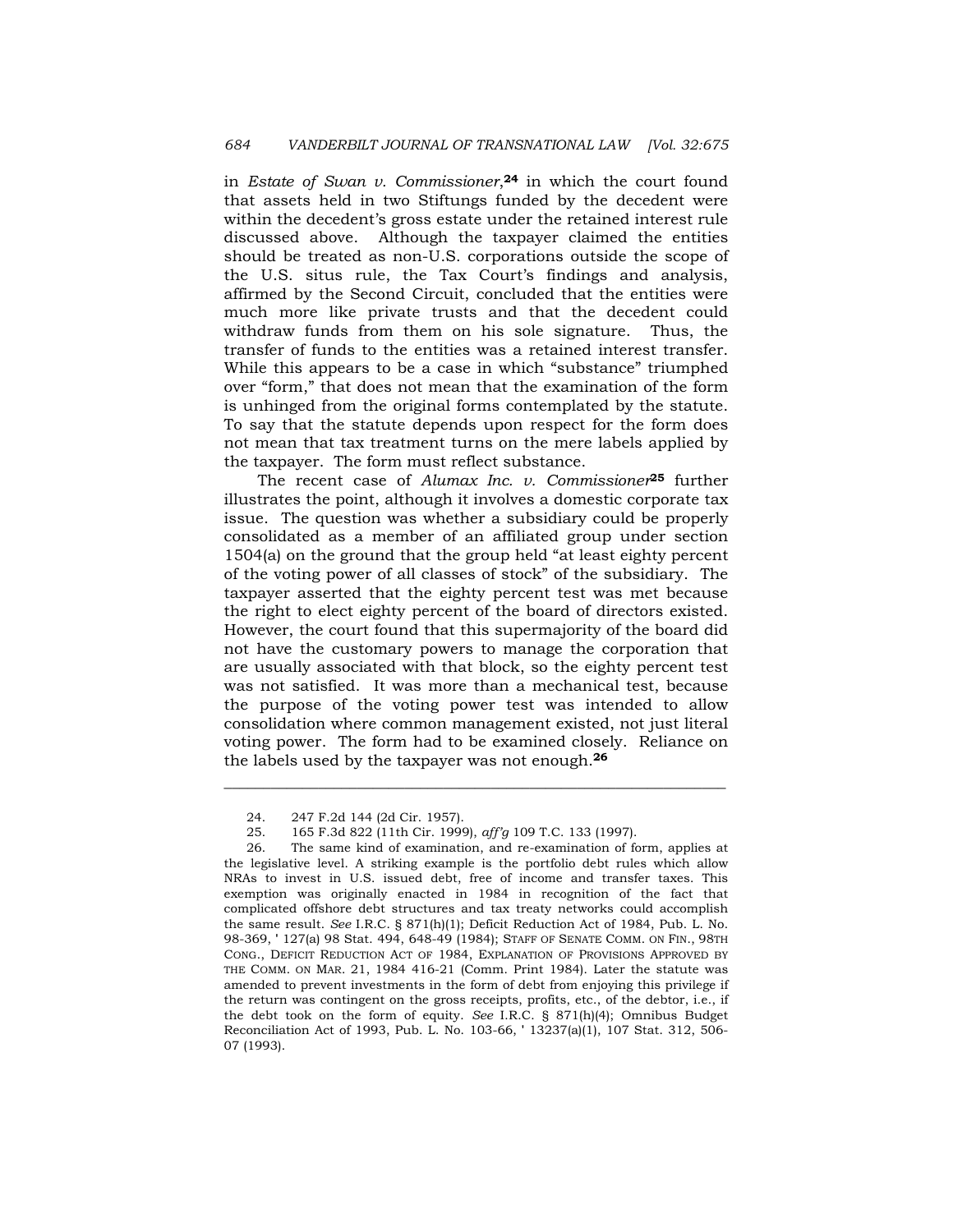in *Estate of Swan v. Commissioner*,[24] in which the court found that assets held in two Stiftungs funded by the decedent were within the decedent's gross estate under the retained interest rule discussed above. Although the taxpayer claimed the entities should be treated as non-U.S. corporations outside the scope of the U.S. situs rule, the Tax Court's findings and analysis, affirmed by the Second Circuit, concluded that the entities were much more like private trusts and that the decedent could withdraw funds from them on his sole signature. Thus, the transfer of funds to the entities was a retained interest transfer. While this appears to be a case in which "substance" triumphed over "form," that does not mean that the examination of the form is unhinged from the original forms contemplated by the statute. To say that the statute depends upon respect for the form does not mean that tax treatment turns on the mere labels applied by the taxpayer. The form must reflect substance.

The recent case of *Alumax Inc. v. Commissioner*[25] further illustrates the point, although it involves a domestic corporate tax issue. The question was whether a subsidiary could be properly consolidated as a member of an affiliated group under section 1504(a) on the ground that the group held "at least eighty percent of the voting power of all classes of stock" of the subsidiary. The taxpayer asserted that the eighty percent test was met because the right to elect eighty percent of the board of directors existed. However, the court found that this supermajority of the board did not have the customary powers to manage the corporation that are usually associated with that block, so the eighty percent test was not satisfied. It was more than a mechanical test, because the purpose of the voting power test was intended to allow consolidation where common management existed, not just literal voting power. The form had to be examined closely. Reliance on the labels used by the taxpayer was not enough.[26]

---

24. 247 F.2d 144 (2d Cir. 1957).

25. 165 F.3d 822 (11th Cir. 1999), *aff'g* 109 T.C. 133 (1997).

26. The same kind of examination, and re-examination of form, applies at the legislative level. A striking example is the portfolio debt rules which allow NRAs to invest in U.S. issued debt, free of income and transfer taxes. This exemption was originally enacted in 1984 in recognition of the fact that complicated offshore debt structures and tax treaty networks could accomplish the same result. *See* I.R.C. § 871(h)(1); Deficit Reduction Act of 1984, Pub. L. No. 98-369, ' 127(a) 98 Stat. 494, 648-49 (1984); STAFF OF SENATE COMM. ON FIN., 98TH CONG., DEFICIT REDUCTION ACT OF 1984, EXPLANATION OF PROVISIONS APPROVED BY THE COMM. ON MAR. 21, 1984 416-21 (Comm. Print 1984). Later the statute was amended to prevent investments in the form of debt from enjoying this privilege if the return was contingent on the gross receipts, profits, etc., of the debtor, i.e., if the debt took on the form of equity. *See* I.R.C. § 871(h)(4); Omnibus Budget Reconciliation Act of 1993, Pub. L. No. 103-66, ' 13237(a)(1), 107 Stat. 312, 506-07 (1993).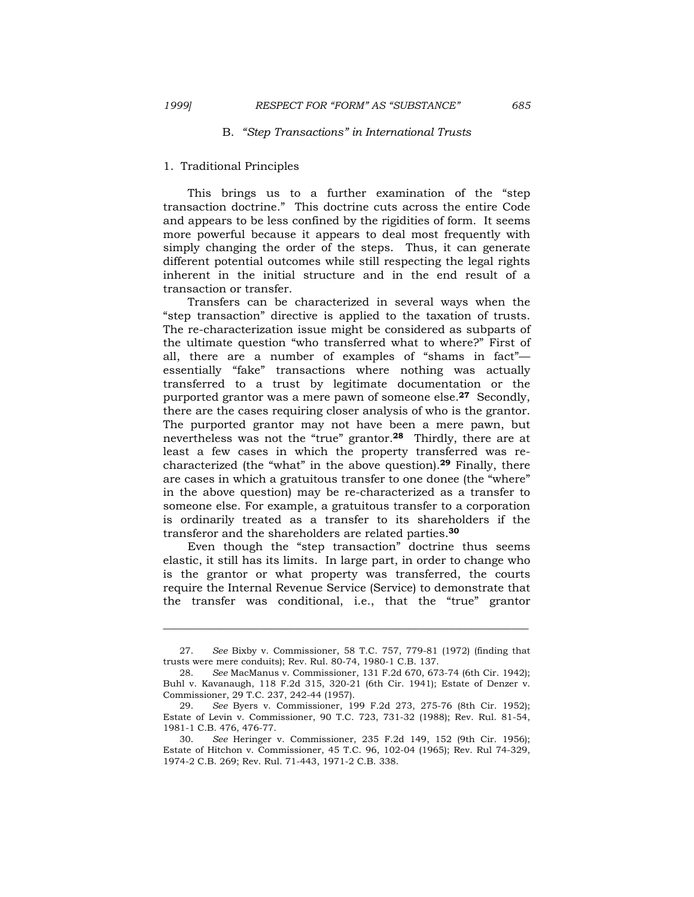### B. *"Step Transactions" in International Trusts*

#### 1. Traditional Principles

This brings us to a further examination of the "step transaction doctrine." This doctrine cuts across the entire Code and appears to be less confined by the rigidities of form. It seems more powerful because it appears to deal most frequently with simply changing the order of the steps. Thus, it can generate different potential outcomes while still respecting the legal rights inherent in the initial structure and in the end result of a transaction or transfer.

Transfers can be characterized in several ways when the "step transaction" directive is applied to the taxation of trusts. The re-characterization issue might be considered as subparts of the ultimate question "who transferred what to where?" First of all, there are a number of examples of "shams in fact"—essentially "fake" transactions where nothing was actually transferred to a trust by legitimate documentation or the purported grantor was a mere pawn of someone else.[27] Secondly, there are the cases requiring closer analysis of who is the grantor. The purported grantor may not have been a mere pawn, but nevertheless was not the "true" grantor.[28] Thirdly, there are at least a few cases in which the property transferred was re-characterized (the "what" in the above question).[29] Finally, there are cases in which a gratuitous transfer to one donee (the "where" in the above question) may be re-characterized as a transfer to someone else. For example, a gratuitous transfer to a corporation is ordinarily treated as a transfer to its shareholders if the transferor and the shareholders are related parties.[30]

Even though the "step transaction" doctrine thus seems elastic, it still has its limits. In large part, in order to change who is the grantor or what property was transferred, the courts require the Internal Revenue Service (Service) to demonstrate that the transfer was conditional, i.e., that the "true" grantor

---

27. *See* Bixby v. Commissioner, 58 T.C. 757, 779-81 (1972) (finding that trusts were mere conduits); Rev. Rul. 80-74, 1980-1 C.B. 137.

28. *See* MacManus v. Commissioner, 131 F.2d 670, 673-74 (6th Cir. 1942); Buhl v. Kavanaugh, 118 F.2d 315, 320-21 (6th Cir. 1941); Estate of Denzer v. Commissioner, 29 T.C. 237, 242-44 (1957).

29. *See* Byers v. Commissioner, 199 F.2d 273, 275-76 (8th Cir. 1952); Estate of Levin v. Commissioner, 90 T.C. 723, 731-32 (1988); Rev. Rul. 81-54, 1981-1 C.B. 476, 476-77.

30. *See* Heringer v. Commissioner, 235 F.2d 149, 152 (9th Cir. 1956); Estate of Hitchon v. Commissioner, 45 T.C. 96, 102-04 (1965); Rev. Rul 74-329, 1974-2 C.B. 269; Rev. Rul. 71-443, 1971-2 C.B. 338.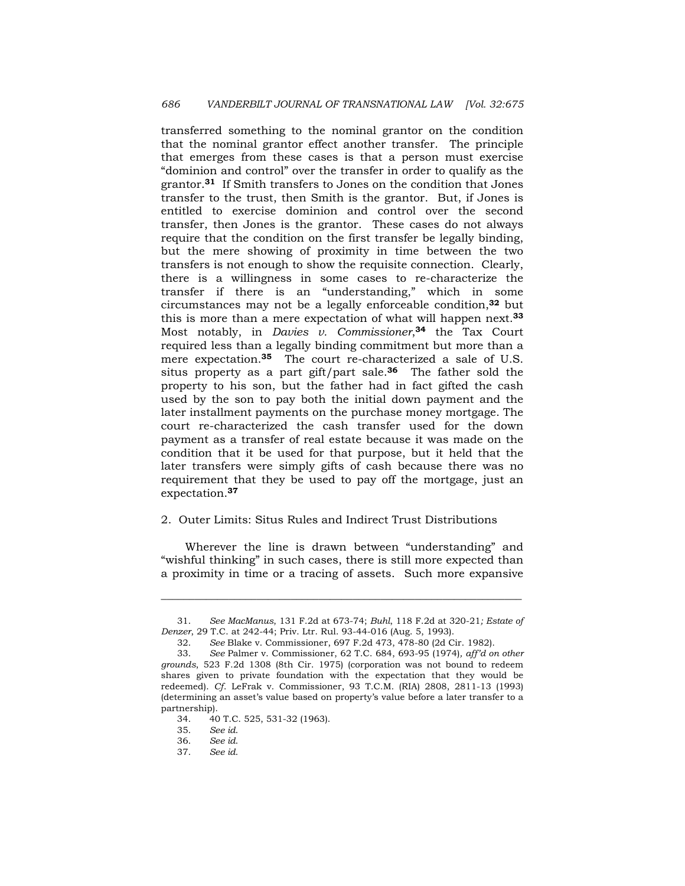transferred something to the nominal grantor on the condition that the nominal grantor effect another transfer. The principle that emerges from these cases is that a person must exercise "dominion and control" over the transfer in order to qualify as the grantor.[31] If Smith transfers to Jones on the condition that Jones transfer to the trust, then Smith is the grantor. But, if Jones is entitled to exercise dominion and control over the second transfer, then Jones is the grantor. These cases do not always require that the condition on the first transfer be legally binding, but the mere showing of proximity in time between the two transfers is not enough to show the requisite connection. Clearly, there is a willingness in some cases to re-characterize the transfer if there is an "understanding," which in some circumstances may not be a legally enforceable condition,[32] but this is more than a mere expectation of what will happen next.[33] Most notably, in *Davies v. Commissioner*,[34] the Tax Court required less than a legally binding commitment but more than a mere expectation.[35] The court re-characterized a sale of U.S. situs property as a part gift/part sale.[36] The father sold the property to his son, but the father had in fact gifted the cash used by the son to pay both the initial down payment and the later installment payments on the purchase money mortgage. The court re-characterized the cash transfer used for the down payment as a transfer of real estate because it was made on the condition that it be used for that purpose, but it held that the later transfers were simply gifts of cash because there was no requirement that they be used to pay off the mortgage, just an expectation.[37]

### 2. Outer Limits: Situs Rules and Indirect Trust Distributions

Wherever the line is drawn between "understanding" and "wishful thinking" in such cases, there is still more expected than a proximity in time or a tracing of assets. Such more expansive

---

31. *See MacManus*, 131 F.2d at 673-74; *Buhl*, 118 F.2d at 320-21*; Estate of Denzer*, 29 T.C. at 242-44; Priv. Ltr. Rul. 93-44-016 (Aug. 5, 1993).

32. *See* Blake v. Commissioner, 697 F.2d 473, 478-80 (2d Cir. 1982).

33. *See* Palmer v. Commissioner, 62 T.C. 684, 693-95 (1974)*, aff'd on other grounds*, 523 F.2d 1308 (8th Cir. 1975) (corporation was not bound to redeem shares given to private foundation with the expectation that they would be redeemed). *Cf.* LeFrak v. Commissioner, 93 T.C.M. (RIA) 2808, 2811-13 (1993) (determining an asset's value based on property's value before a later transfer to a partnership).

34. 40 T.C. 525, 531-32 (1963).

35. *See id.*

36. *See id.*

37. *See id.*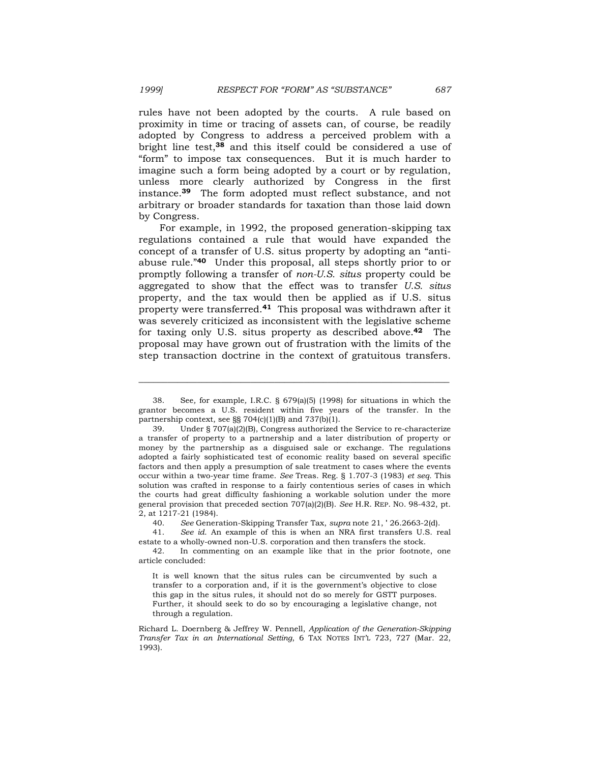rules have not been adopted by the courts. A rule based on proximity in time or tracing of assets can, of course, be readily adopted by Congress to address a perceived problem with a bright line test,[38] and this itself could be considered a use of "form" to impose tax consequences. But it is much harder to imagine such a form being adopted by a court or by regulation, unless more clearly authorized by Congress in the first instance.[39] The form adopted must reflect substance, and not arbitrary or broader standards for taxation than those laid down by Congress.

For example, in 1992, the proposed generation-skipping tax regulations contained a rule that would have expanded the concept of a transfer of U.S. situs property by adopting an "anti-abuse rule."[40] Under this proposal, all steps shortly prior to or promptly following a transfer of *non-U.S. situs* property could be aggregated to show that the effect was to transfer *U.S. situs* property, and the tax would then be applied as if U.S. situs property were transferred.[41] This proposal was withdrawn after it was severely criticized as inconsistent with the legislative scheme for taxing only U.S. situs property as described above.[42] The proposal may have grown out of frustration with the limits of the step transaction doctrine in the context of gratuitous transfers.

---

38. See*,* for example*,* I.R.C. § 679(a)(5) (1998) for situations in which the grantor becomes a U.S. resident within five years of the transfer. In the partnership context, see §§ 704(c)(1)(B) and 737(b)(1).

39. Under § 707(a)(2)(B), Congress authorized the Service to re-characterize a transfer of property to a partnership and a later distribution of property or money by the partnership as a disguised sale or exchange. The regulations adopted a fairly sophisticated test of economic reality based on several specific factors and then apply a presumption of sale treatment to cases where the events occur within a two-year time frame. *See* Treas. Reg. § 1.707-3 (1983) *et seq.* This solution was crafted in response to a fairly contentious series of cases in which the courts had great difficulty fashioning a workable solution under the more general provision that preceded section 707(a)(2)(B). *See* H.R. REP. NO. 98-432, pt. 2, at 1217-21 (1984).

40. *See* Generation-Skipping Transfer Tax, *supra* note 21, ' 26.2663-2(d).

41. *See id.* An example of this is when an NRA first transfers U.S. real estate to a wholly-owned non-U.S. corporation and then transfers the stock.

42. In commenting on an example like that in the prior footnote, one article concluded:

> It is well known that the situs rules can be circumvented by such a transfer to a corporation and, if it is the government's objective to close this gap in the situs rules, it should not do so merely for GSTT purposes. Further, it should seek to do so by encouraging a legislative change, not through a regulation.

Richard L. Doernberg & Jeffrey W. Pennell, *Application of the Generation-Skipping Transfer Tax in an International Setting*, 6 TAX NOTES INT'L 723, 727 (Mar. 22, 1993).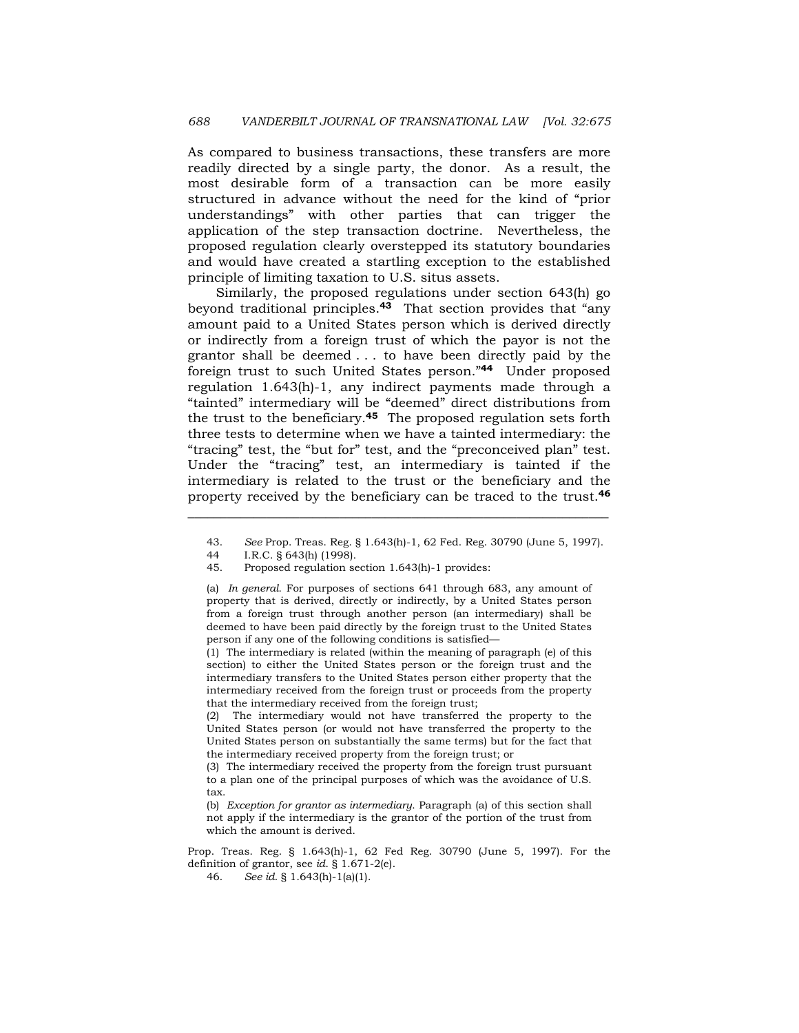As compared to business transactions, these transfers are more readily directed by a single party, the donor. As a result, the most desirable form of a transaction can be more easily structured in advance without the need for the kind of "prior understandings" with other parties that can trigger the application of the step transaction doctrine. Nevertheless, the proposed regulation clearly overstepped its statutory boundaries and would have created a startling exception to the established principle of limiting taxation to U.S. situs assets.

Similarly, the proposed regulations under section 643(h) go beyond traditional principles.[43] That section provides that "any amount paid to a United States person which is derived directly or indirectly from a foreign trust of which the payor is not the grantor shall be deemed . . . to have been directly paid by the foreign trust to such United States person."[44] Under proposed regulation 1.643(h)-1, any indirect payments made through a "tainted" intermediary will be "deemed" direct distributions from the trust to the beneficiary.[45] The proposed regulation sets forth three tests to determine when we have a tainted intermediary: the "tracing" test, the "but for" test, and the "preconceived plan" test. Under the "tracing" test, an intermediary is tainted if the intermediary is related to the trust or the beneficiary and the property received by the beneficiary can be traced to the trust.[46]

---

43. *See* Prop. Treas. Reg. § 1.643(h)-1, 62 Fed. Reg. 30790 (June 5, 1997).

44 I.R.C. § 643(h) (1998).

45. Proposed regulation section 1.643(h)-1 provides:

> (a) *In general.* For purposes of sections 641 through 683, any amount of property that is derived, directly or indirectly, by a United States person from a foreign trust through another person (an intermediary) shall be deemed to have been paid directly by the foreign trust to the United States person if any one of the following conditions is satisfied—
>
> (1) The intermediary is related (within the meaning of paragraph (e) of this section) to either the United States person or the foreign trust and the intermediary transfers to the United States person either property that the intermediary received from the foreign trust or proceeds from the property that the intermediary received from the foreign trust;
>
> (2) The intermediary would not have transferred the property to the United States person (or would not have transferred the property to the United States person on substantially the same terms) but for the fact that the intermediary received property from the foreign trust; or
>
> (3) The intermediary received the property from the foreign trust pursuant to a plan one of the principal purposes of which was the avoidance of U.S. tax.
>
> (b) *Exception for grantor as intermediary.* Paragraph (a) of this section shall not apply if the intermediary is the grantor of the portion of the trust from which the amount is derived.

Prop. Treas. Reg. § 1.643(h)-1, 62 Fed Reg. 30790 (June 5, 1997). For the definition of grantor, see *id.* § 1.671-2(e).

46. *See id.* § 1.643(h)-1(a)(1).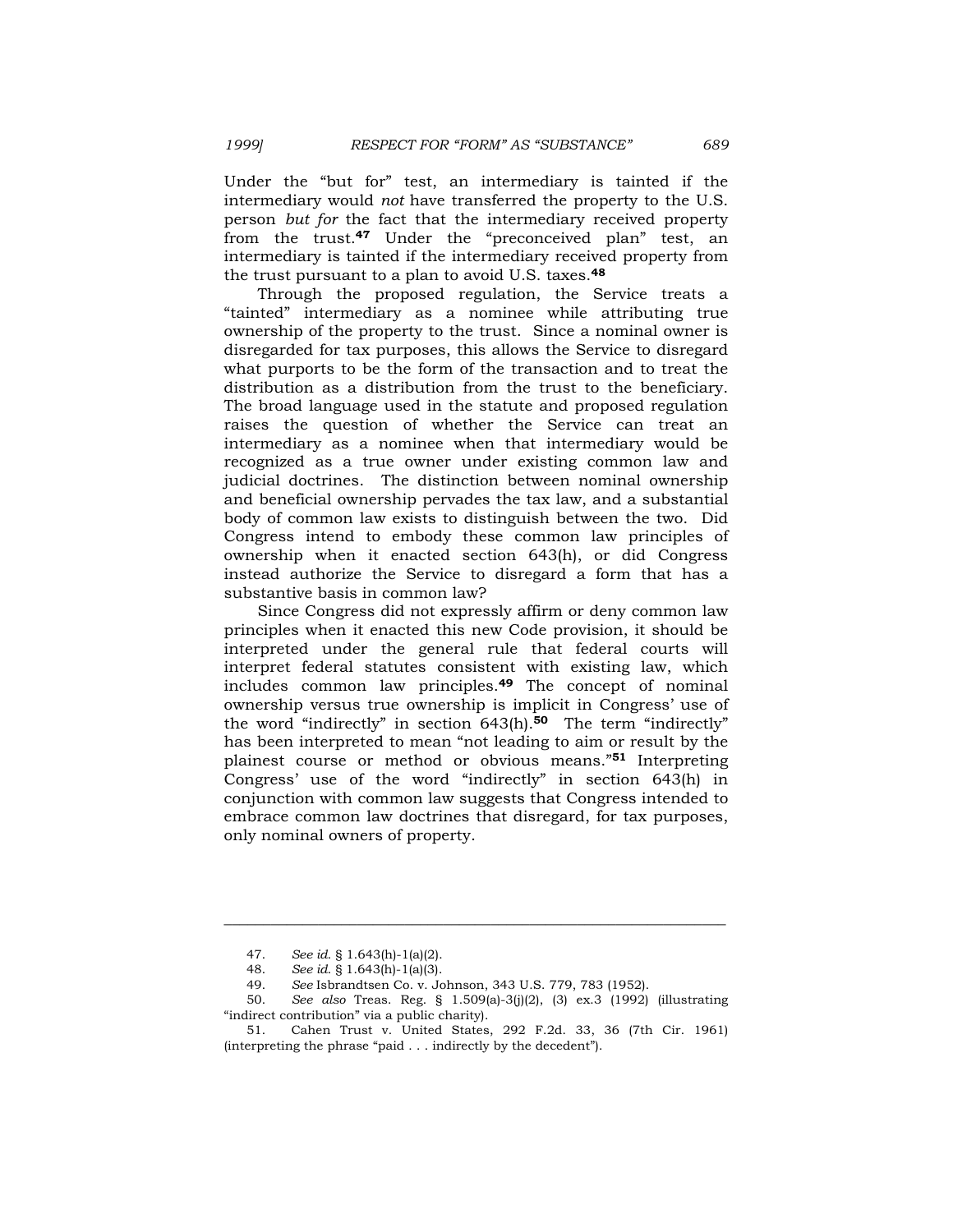Under the "but for" test, an intermediary is tainted if the intermediary would *not* have transferred the property to the U.S. person *but for* the fact that the intermediary received property from the trust.[47] Under the "preconceived plan" test, an intermediary is tainted if the intermediary received property from the trust pursuant to a plan to avoid U.S. taxes.[48]

Through the proposed regulation, the Service treats a "tainted" intermediary as a nominee while attributing true ownership of the property to the trust. Since a nominal owner is disregarded for tax purposes, this allows the Service to disregard what purports to be the form of the transaction and to treat the distribution as a distribution from the trust to the beneficiary. The broad language used in the statute and proposed regulation raises the question of whether the Service can treat an intermediary as a nominee when that intermediary would be recognized as a true owner under existing common law and judicial doctrines. The distinction between nominal ownership and beneficial ownership pervades the tax law, and a substantial body of common law exists to distinguish between the two. Did Congress intend to embody these common law principles of ownership when it enacted section 643(h), or did Congress instead authorize the Service to disregard a form that has a substantive basis in common law?

Since Congress did not expressly affirm or deny common law principles when it enacted this new Code provision, it should be interpreted under the general rule that federal courts will interpret federal statutes consistent with existing law, which includes common law principles.[49] The concept of nominal ownership versus true ownership is implicit in Congress' use of the word "indirectly" in section 643(h).[50] The term "indirectly" has been interpreted to mean "not leading to aim or result by the plainest course or method or obvious means."[51] Interpreting Congress' use of the word "indirectly" in section 643(h) in conjunction with common law suggests that Congress intended to embrace common law doctrines that disregard, for tax purposes, only nominal owners of property.

---

47. *See id.* § 1.643(h)-1(a)(2).

48. *See id.* § 1.643(h)-1(a)(3).

49. *See* Isbrandtsen Co. v. Johnson, 343 U.S. 779, 783 (1952).

50. *See also* Treas. Reg. § 1.509(a)-3(j)(2), (3) ex.3 (1992) (illustrating "indirect contribution" via a public charity).

51. Cahen Trust v. United States, 292 F.2d. 33, 36 (7th Cir. 1961) (interpreting the phrase "paid . . . indirectly by the decedent").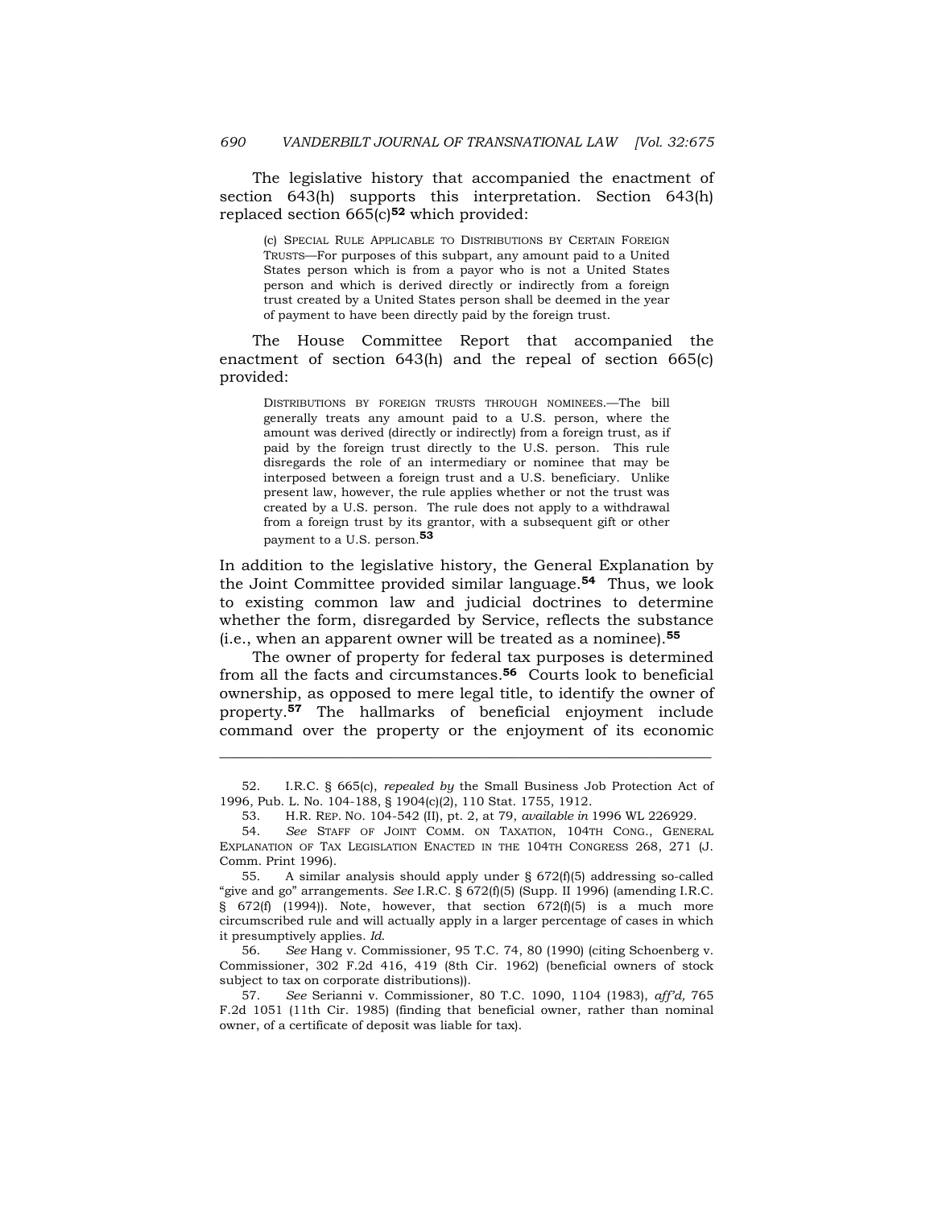The legislative history that accompanied the enactment of section 643(h) supports this interpretation. Section 643(h) replaced section 665(c)[52] which provided:

> (c) SPECIAL RULE APPLICABLE TO DISTRIBUTIONS BY CERTAIN FOREIGN TRUSTS—For purposes of this subpart, any amount paid to a United States person which is from a payor who is not a United States person and which is derived directly or indirectly from a foreign trust created by a United States person shall be deemed in the year of payment to have been directly paid by the foreign trust.

The House Committee Report that accompanied the enactment of section 643(h) and the repeal of section 665(c) provided:

> DISTRIBUTIONS BY FOREIGN TRUSTS THROUGH NOMINEES.—The bill generally treats any amount paid to a U.S. person, where the amount was derived (directly or indirectly) from a foreign trust, as if paid by the foreign trust directly to the U.S. person. This rule disregards the role of an intermediary or nominee that may be interposed between a foreign trust and a U.S. beneficiary. Unlike present law, however, the rule applies whether or not the trust was created by a U.S. person. The rule does not apply to a withdrawal from a foreign trust by its grantor, with a subsequent gift or other payment to a U.S. person.[53]

In addition to the legislative history, the General Explanation by the Joint Committee provided similar language.[54] Thus, we look to existing common law and judicial doctrines to determine whether the form, disregarded by Service, reflects the substance (i.e., when an apparent owner will be treated as a nominee).[55]

The owner of property for federal tax purposes is determined from all the facts and circumstances.[56] Courts look to beneficial ownership, as opposed to mere legal title, to identify the owner of property.[57] The hallmarks of beneficial enjoyment include command over the property or the enjoyment of its economic

---

52. I.R.C. § 665(c), *repealed by* the Small Business Job Protection Act of 1996, Pub. L. No. 104-188, § 1904(c)(2), 110 Stat. 1755, 1912.

53. H.R. REP. NO. 104-542 (II), pt. 2, at 79, *available in* 1996 WL 226929.

54. *See* STAFF OF JOINT COMM. ON TAXATION, 104TH CONG., GENERAL EXPLANATION OF TAX LEGISLATION ENACTED IN THE 104TH CONGRESS 268, 271 (J. Comm. Print 1996).

55. A similar analysis should apply under § 672(f)(5) addressing so-called "give and go" arrangements. *See* I.R.C. § 672(f)(5) (Supp. II 1996) (amending I.R.C. § 672(f) (1994)). Note, however, that section 672(f)(5) is a much more circumscribed rule and will actually apply in a larger percentage of cases in which it presumptively applies. *Id.*

56. *See* Hang v. Commissioner, 95 T.C. 74, 80 (1990) (citing Schoenberg v. Commissioner, 302 F.2d 416, 419 (8th Cir. 1962) (beneficial owners of stock subject to tax on corporate distributions)).

57. *See* Serianni v. Commissioner, 80 T.C. 1090, 1104 (1983), *aff'd,* 765 F.2d 1051 (11th Cir. 1985) (finding that beneficial owner, rather than nominal owner, of a certificate of deposit was liable for tax).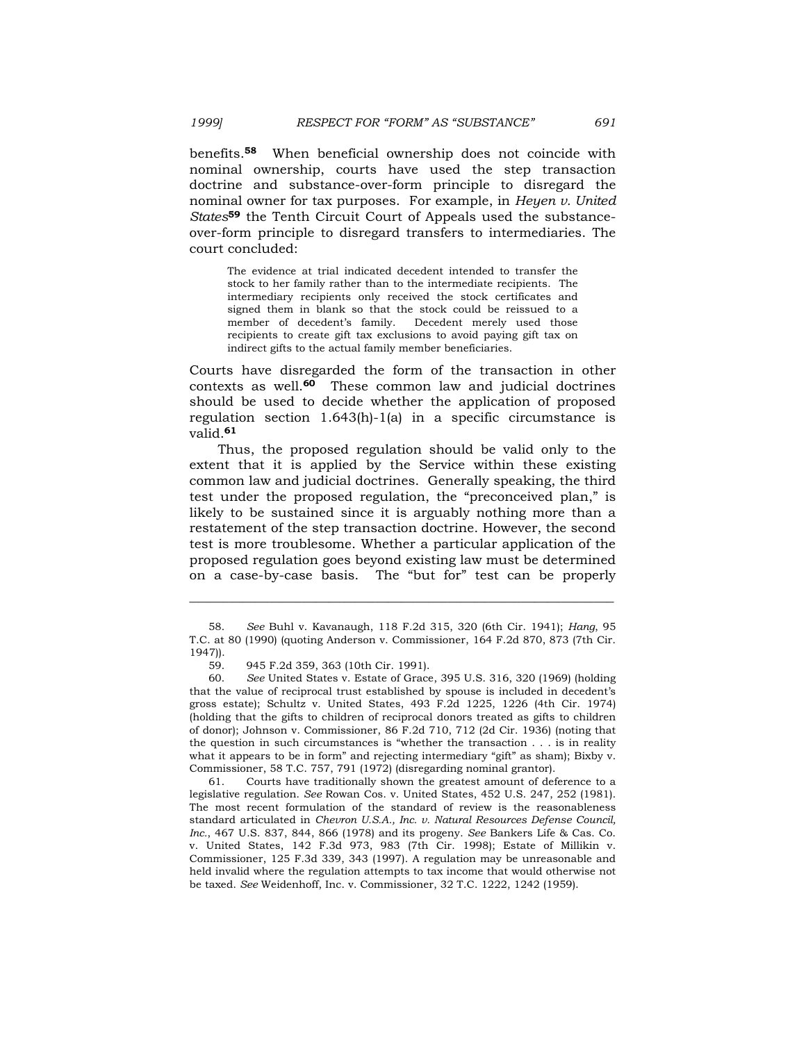benefits.[58] When beneficial ownership does not coincide with nominal ownership, courts have used the step transaction doctrine and substance-over-form principle to disregard the nominal owner for tax purposes. For example, in *Heyen v. United States*[59] the Tenth Circuit Court of Appeals used the substance-over-form principle to disregard transfers to intermediaries. The court concluded:

> The evidence at trial indicated decedent intended to transfer the stock to her family rather than to the intermediate recipients. The intermediary recipients only received the stock certificates and signed them in blank so that the stock could be reissued to a member of decedent's family. Decedent merely used those recipients to create gift tax exclusions to avoid paying gift tax on indirect gifts to the actual family member beneficiaries.

Courts have disregarded the form of the transaction in other contexts as well.[60] These common law and judicial doctrines should be used to decide whether the application of proposed regulation section 1.643(h)-1(a) in a specific circumstance is valid.[61]

Thus, the proposed regulation should be valid only to the extent that it is applied by the Service within these existing common law and judicial doctrines. Generally speaking, the third test under the proposed regulation, the "preconceived plan," is likely to be sustained since it is arguably nothing more than a restatement of the step transaction doctrine. However, the second test is more troublesome. Whether a particular application of the proposed regulation goes beyond existing law must be determined on a case-by-case basis. The "but for" test can be properly

---

58. *See* Buhl v. Kavanaugh, 118 F.2d 315, 320 (6th Cir. 1941); *Hang*, 95 T.C. at 80 (1990) (quoting Anderson v. Commissioner, 164 F.2d 870, 873 (7th Cir. 1947)).

59. 945 F.2d 359, 363 (10th Cir. 1991).

60. *See* United States v. Estate of Grace, 395 U.S. 316, 320 (1969) (holding that the value of reciprocal trust established by spouse is included in decedent's gross estate); Schultz v. United States, 493 F.2d 1225, 1226 (4th Cir. 1974) (holding that the gifts to children of reciprocal donors treated as gifts to children of donor); Johnson v. Commissioner, 86 F.2d 710, 712 (2d Cir. 1936) (noting that the question in such circumstances is "whether the transaction . . . is in reality what it appears to be in form" and rejecting intermediary "gift" as sham); Bixby v. Commissioner, 58 T.C. 757, 791 (1972) (disregarding nominal grantor).

61. Courts have traditionally shown the greatest amount of deference to a legislative regulation. *See* Rowan Cos. v. United States, 452 U.S. 247, 252 (1981). The most recent formulation of the standard of review is the reasonableness standard articulated in *Chevron U.S.A., Inc. v. Natural Resources Defense Council, Inc.*, 467 U.S. 837, 844, 866 (1978) and its progeny. *See* Bankers Life & Cas. Co. v. United States, 142 F.3d 973, 983 (7th Cir. 1998); Estate of Millikin v. Commissioner, 125 F.3d 339, 343 (1997). A regulation may be unreasonable and held invalid where the regulation attempts to tax income that would otherwise not be taxed. *See* Weidenhoff, Inc. v. Commissioner, 32 T.C. 1222, 1242 (1959).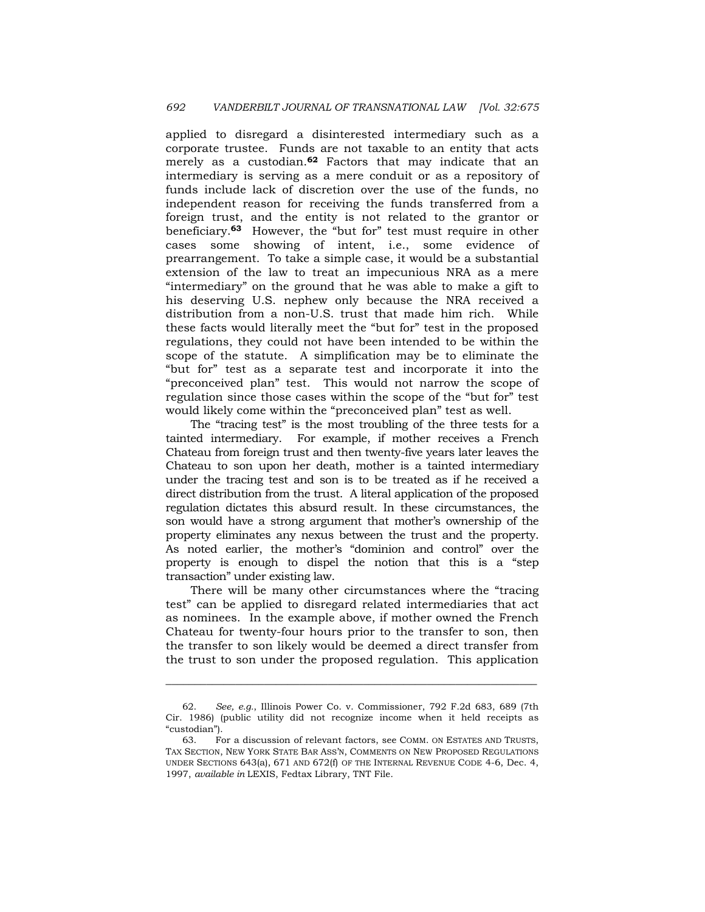applied to disregard a disinterested intermediary such as a corporate trustee. Funds are not taxable to an entity that acts merely as a custodian.[62] Factors that may indicate that an intermediary is serving as a mere conduit or as a repository of funds include lack of discretion over the use of the funds, no independent reason for receiving the funds transferred from a foreign trust, and the entity is not related to the grantor or beneficiary.[63] However, the "but for" test must require in other cases some showing of intent, i.e., some evidence of prearrangement. To take a simple case, it would be a substantial extension of the law to treat an impecunious NRA as a mere "intermediary" on the ground that he was able to make a gift to his deserving U.S. nephew only because the NRA received a distribution from a non-U.S. trust that made him rich. While these facts would literally meet the "but for" test in the proposed regulations, they could not have been intended to be within the scope of the statute. A simplification may be to eliminate the "but for" test as a separate test and incorporate it into the "preconceived plan" test. This would not narrow the scope of regulation since those cases within the scope of the "but for" test would likely come within the "preconceived plan" test as well.

The "tracing test" is the most troubling of the three tests for a tainted intermediary. For example, if mother receives a French Chateau from foreign trust and then twenty-five years later leaves the Chateau to son upon her death, mother is a tainted intermediary under the tracing test and son is to be treated as if he received a direct distribution from the trust. A literal application of the proposed regulation dictates this absurd result. In these circumstances, the son would have a strong argument that mother's ownership of the property eliminates any nexus between the trust and the property. As noted earlier, the mother's "dominion and control" over the property is enough to dispel the notion that this is a "step transaction" under existing law.

There will be many other circumstances where the "tracing test" can be applied to disregard related intermediaries that act as nominees. In the example above, if mother owned the French Chateau for twenty-four hours prior to the transfer to son, then the transfer to son likely would be deemed a direct transfer from the trust to son under the proposed regulation. This application

---

62. *See, e.g.*, Illinois Power Co. v. Commissioner, 792 F.2d 683, 689 (7th Cir. 1986) (public utility did not recognize income when it held receipts as "custodian").

63. For a discussion of relevant factors, see COMM. ON ESTATES AND TRUSTS, TAX SECTION, NEW YORK STATE BAR ASS'N, COMMENTS ON NEW PROPOSED REGULATIONS UNDER SECTIONS 643(a), 671 AND 672(f) OF THE INTERNAL REVENUE CODE 4-6, Dec. 4, 1997, *available in* LEXIS, Fedtax Library, TNT File.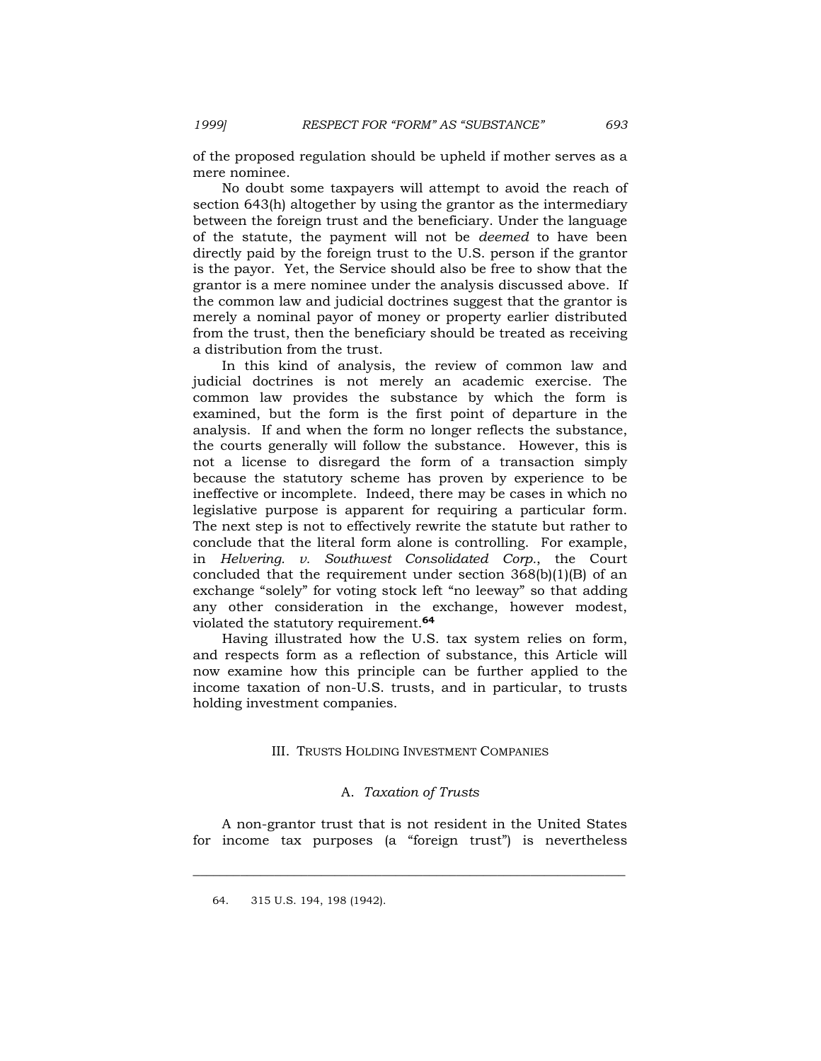of the proposed regulation should be upheld if mother serves as a mere nominee.

No doubt some taxpayers will attempt to avoid the reach of section 643(h) altogether by using the grantor as the intermediary between the foreign trust and the beneficiary. Under the language of the statute, the payment will not be *deemed* to have been directly paid by the foreign trust to the U.S. person if the grantor is the payor. Yet, the Service should also be free to show that the grantor is a mere nominee under the analysis discussed above. If the common law and judicial doctrines suggest that the grantor is merely a nominal payor of money or property earlier distributed from the trust, then the beneficiary should be treated as receiving a distribution from the trust.

In this kind of analysis, the review of common law and judicial doctrines is not merely an academic exercise. The common law provides the substance by which the form is examined, but the form is the first point of departure in the analysis. If and when the form no longer reflects the substance, the courts generally will follow the substance. However, this is not a license to disregard the form of a transaction simply because the statutory scheme has proven by experience to be ineffective or incomplete. Indeed, there may be cases in which no legislative purpose is apparent for requiring a particular form. The next step is not to effectively rewrite the statute but rather to conclude that the literal form alone is controlling. For example, in *Helvering. v. Southwest Consolidated Corp.*, the Court concluded that the requirement under section 368(b)(1)(B) of an exchange "solely" for voting stock left "no leeway" so that adding any other consideration in the exchange, however modest, violated the statutory requirement.[64]

Having illustrated how the U.S. tax system relies on form, and respects form as a reflection of substance, this Article will now examine how this principle can be further applied to the income taxation of non-U.S. trusts, and in particular, to trusts holding investment companies.

## III. Trusts Holding Investment Companies

### A. *Taxation of Trusts*

A non-grantor trust that is not resident in the United States for income tax purposes (a "foreign trust") is nevertheless

---

64. 315 U.S. 194, 198 (1942).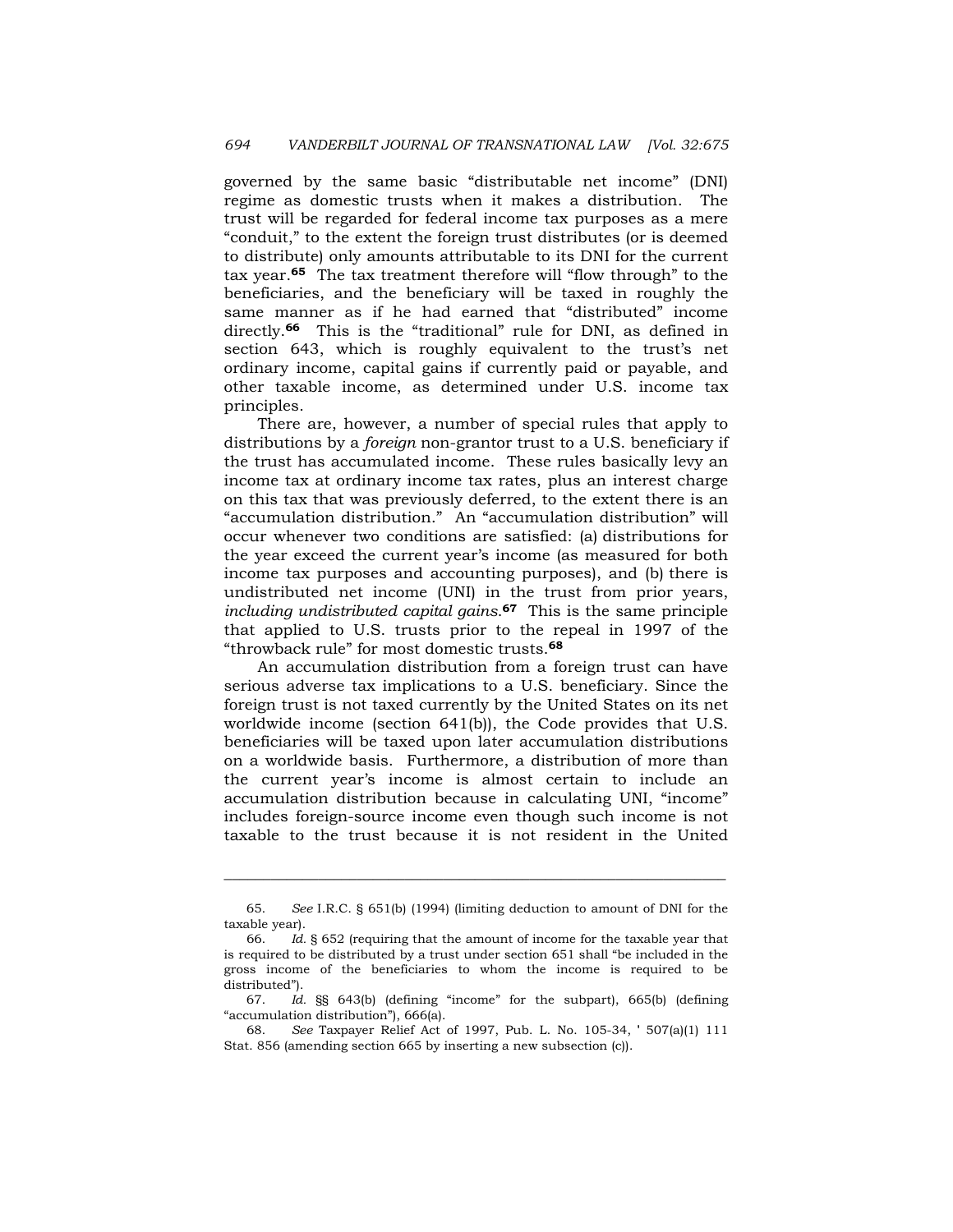governed by the same basic "distributable net income" (DNI) regime as domestic trusts when it makes a distribution. The trust will be regarded for federal income tax purposes as a mere "conduit," to the extent the foreign trust distributes (or is deemed to distribute) only amounts attributable to its DNI for the current tax year.[65] The tax treatment therefore will "flow through" to the beneficiaries, and the beneficiary will be taxed in roughly the same manner as if he had earned that "distributed" income directly.[66] This is the "traditional" rule for DNI, as defined in section 643, which is roughly equivalent to the trust's net ordinary income, capital gains if currently paid or payable, and other taxable income, as determined under U.S. income tax principles.

There are, however, a number of special rules that apply to distributions by a *foreign* non-grantor trust to a U.S. beneficiary if the trust has accumulated income. These rules basically levy an income tax at ordinary income tax rates, plus an interest charge on this tax that was previously deferred, to the extent there is an "accumulation distribution." An "accumulation distribution" will occur whenever two conditions are satisfied: (a) distributions for the year exceed the current year's income (as measured for both income tax purposes and accounting purposes), and (b) there is undistributed net income (UNI) in the trust from prior years, *including undistributed capital gains*.[67] This is the same principle that applied to U.S. trusts prior to the repeal in 1997 of the "throwback rule" for most domestic trusts.[68]

An accumulation distribution from a foreign trust can have serious adverse tax implications to a U.S. beneficiary. Since the foreign trust is not taxed currently by the United States on its net worldwide income (section 641(b)), the Code provides that U.S. beneficiaries will be taxed upon later accumulation distributions on a worldwide basis. Furthermore, a distribution of more than the current year's income is almost certain to include an accumulation distribution because in calculating UNI, "income" includes foreign-source income even though such income is not taxable to the trust because it is not resident in the United

---

65. *See* I.R.C. § 651(b) (1994) (limiting deduction to amount of DNI for the taxable year).

66. *Id.* § 652 (requiring that the amount of income for the taxable year that is required to be distributed by a trust under section 651 shall "be included in the gross income of the beneficiaries to whom the income is required to be distributed").

67. *Id.* §§ 643(b) (defining "income" for the subpart), 665(b) (defining "accumulation distribution"), 666(a).

68. *See* Taxpayer Relief Act of 1997, Pub. L. No. 105-34, ' 507(a)(1) 111 Stat. 856 (amending section 665 by inserting a new subsection (c)).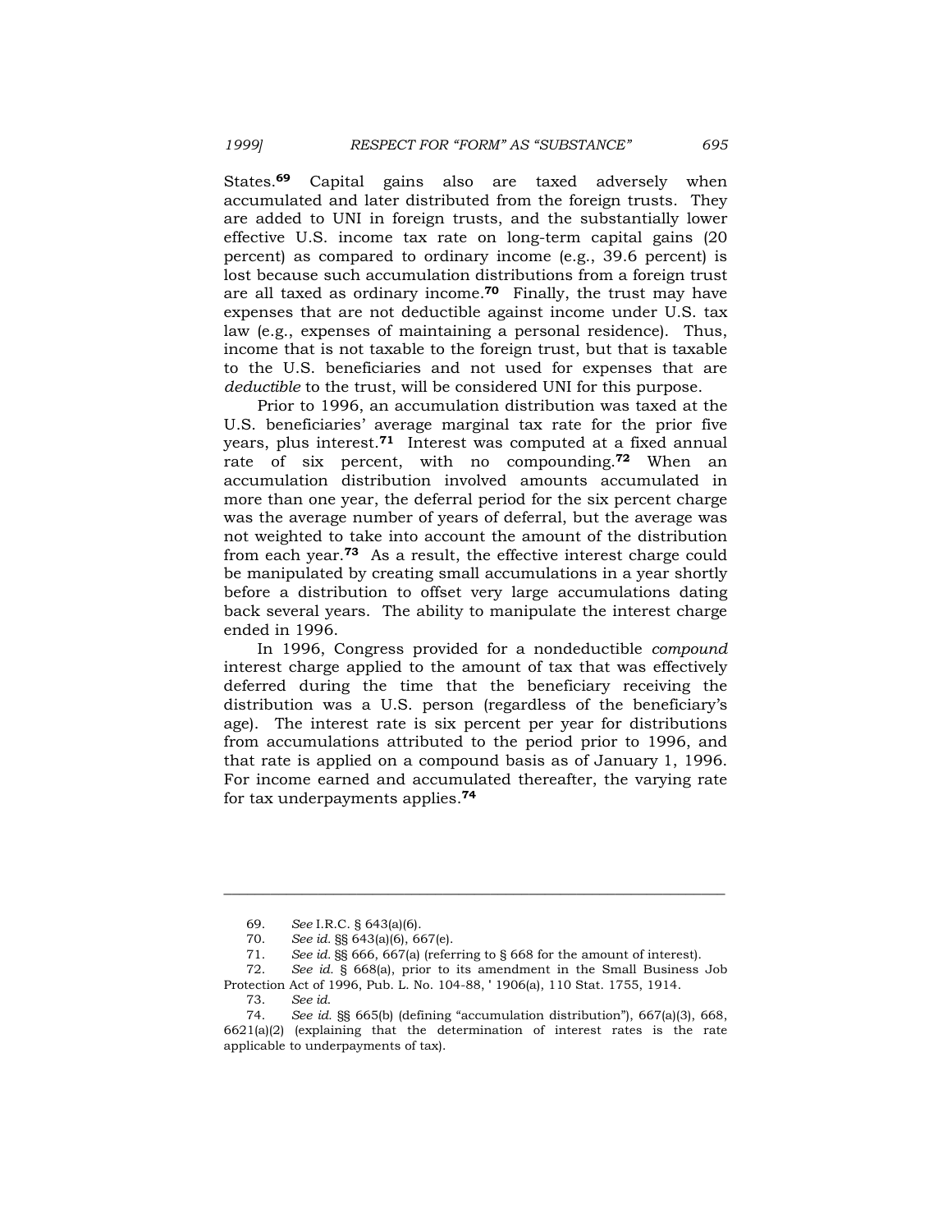States.[69] Capital gains also are taxed adversely when accumulated and later distributed from the foreign trusts. They are added to UNI in foreign trusts, and the substantially lower effective U.S. income tax rate on long-term capital gains (20 percent) as compared to ordinary income (e.g., 39.6 percent) is lost because such accumulation distributions from a foreign trust are all taxed as ordinary income.[70] Finally, the trust may have expenses that are not deductible against income under U.S. tax law (e.g., expenses of maintaining a personal residence). Thus, income that is not taxable to the foreign trust, but that is taxable to the U.S. beneficiaries and not used for expenses that are *deductible* to the trust, will be considered UNI for this purpose.

Prior to 1996, an accumulation distribution was taxed at the U.S. beneficiaries' average marginal tax rate for the prior five years, plus interest.[71] Interest was computed at a fixed annual rate of six percent, with no compounding.[72] When an accumulation distribution involved amounts accumulated in more than one year, the deferral period for the six percent charge was the average number of years of deferral, but the average was not weighted to take into account the amount of the distribution from each year.[73] As a result, the effective interest charge could be manipulated by creating small accumulations in a year shortly before a distribution to offset very large accumulations dating back several years. The ability to manipulate the interest charge ended in 1996.

In 1996, Congress provided for a nondeductible *compound* interest charge applied to the amount of tax that was effectively deferred during the time that the beneficiary receiving the distribution was a U.S. person (regardless of the beneficiary's age). The interest rate is six percent per year for distributions from accumulations attributed to the period prior to 1996, and that rate is applied on a compound basis as of January 1, 1996. For income earned and accumulated thereafter, the varying rate for tax underpayments applies.[74]

---

69. *See* I.R.C. § 643(a)(6).

70. *See id.* §§ 643(a)(6), 667(e).

71. *See id.* §§ 666, 667(a) (referring to § 668 for the amount of interest).

72. *See id.* § 668(a), prior to its amendment in the Small Business Job Protection Act of 1996, Pub. L. No. 104-88, ' 1906(a), 110 Stat. 1755, 1914.

73. *See id.*

74. *See id.* §§ 665(b) (defining "accumulation distribution"), 667(a)(3), 668, 6621(a)(2) (explaining that the determination of interest rates is the rate applicable to underpayments of tax).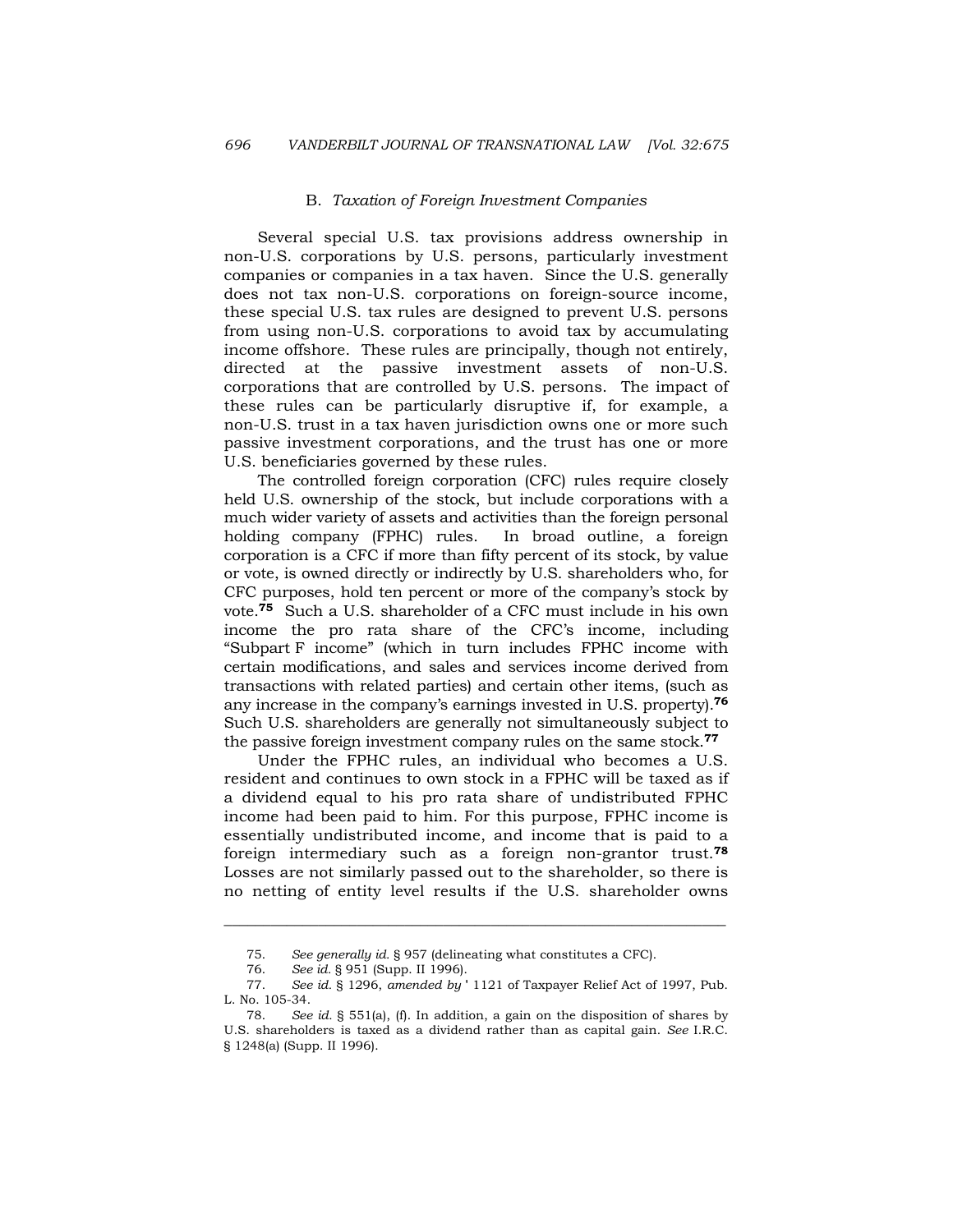### B. *Taxation of Foreign Investment Companies*

Several special U.S. tax provisions address ownership in non-U.S. corporations by U.S. persons, particularly investment companies or companies in a tax haven. Since the U.S. generally does not tax non-U.S. corporations on foreign-source income, these special U.S. tax rules are designed to prevent U.S. persons from using non-U.S. corporations to avoid tax by accumulating income offshore. These rules are principally, though not entirely, directed at the passive investment assets of non-U.S. corporations that are controlled by U.S. persons. The impact of these rules can be particularly disruptive if, for example, a non-U.S. trust in a tax haven jurisdiction owns one or more such passive investment corporations, and the trust has one or more U.S. beneficiaries governed by these rules.

The controlled foreign corporation (CFC) rules require closely held U.S. ownership of the stock, but include corporations with a much wider variety of assets and activities than the foreign personal holding company (FPHC) rules. In broad outline, a foreign corporation is a CFC if more than fifty percent of its stock, by value or vote, is owned directly or indirectly by U.S. shareholders who, for CFC purposes, hold ten percent or more of the company's stock by vote.[75] Such a U.S. shareholder of a CFC must include in his own income the pro rata share of the CFC's income, including "Subpart F income" (which in turn includes FPHC income with certain modifications, and sales and services income derived from transactions with related parties) and certain other items, (such as any increase in the company's earnings invested in U.S. property).[76] Such U.S. shareholders are generally not simultaneously subject to the passive foreign investment company rules on the same stock.[77]

Under the FPHC rules, an individual who becomes a U.S. resident and continues to own stock in a FPHC will be taxed as if a dividend equal to his pro rata share of undistributed FPHC income had been paid to him. For this purpose, FPHC income is essentially undistributed income, and income that is paid to a foreign intermediary such as a foreign non-grantor trust.[78] Losses are not similarly passed out to the shareholder, so there is no netting of entity level results if the U.S. shareholder owns

---

75. *See generally id.* § 957 (delineating what constitutes a CFC).

76. *See id.* § 951 (Supp. II 1996).

77. *See id.* § 1296, *amended by* ' 1121 of Taxpayer Relief Act of 1997, Pub. L. No. 105-34.

78. *See id.* § 551(a), (f). In addition, a gain on the disposition of shares by U.S. shareholders is taxed as a dividend rather than as capital gain. *See* I.R.C. § 1248(a) (Supp. II 1996).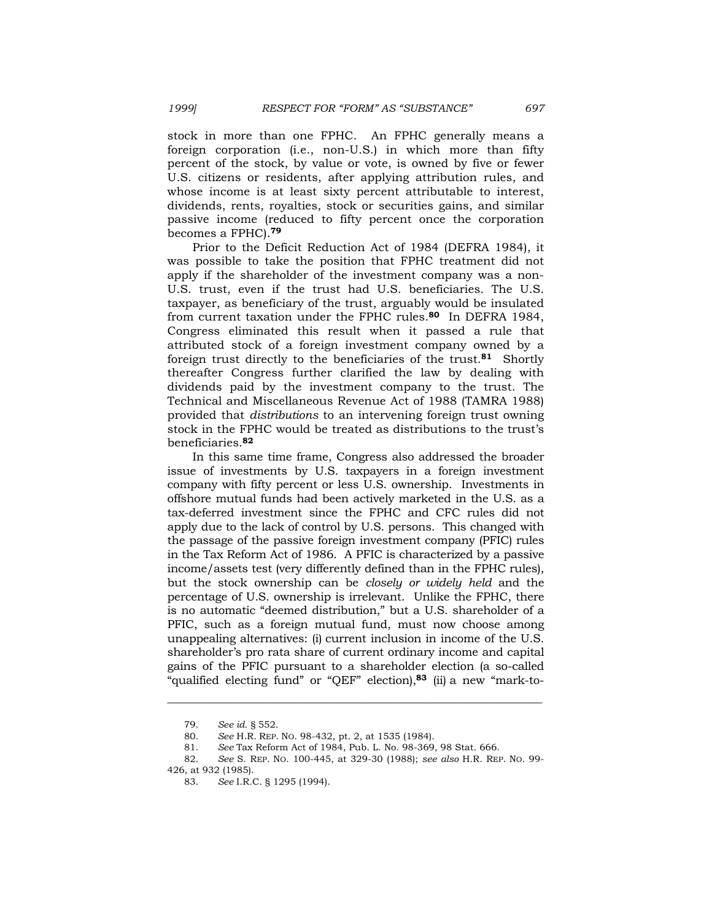stock in more than one FPHC. An FPHC generally means a foreign corporation (i.e., non-U.S.) in which more than fifty percent of the stock, by value or vote, is owned by five or fewer U.S. citizens or residents, after applying attribution rules, and whose income is at least sixty percent attributable to interest, dividends, rents, royalties, stock or securities gains, and similar passive income (reduced to fifty percent once the corporation becomes a FPHC).[79]

Prior to the Deficit Reduction Act of 1984 (DEFRA 1984), it was possible to take the position that FPHC treatment did not apply if the shareholder of the investment company was a non-U.S. trust, even if the trust had U.S. beneficiaries. The U.S. taxpayer, as beneficiary of the trust, arguably would be insulated from current taxation under the FPHC rules.[80] In DEFRA 1984, Congress eliminated this result when it passed a rule that attributed stock of a foreign investment company owned by a foreign trust directly to the beneficiaries of the trust.[81] Shortly thereafter Congress further clarified the law by dealing with dividends paid by the investment company to the trust. The Technical and Miscellaneous Revenue Act of 1988 (TAMRA 1988) provided that *distributions* to an intervening foreign trust owning stock in the FPHC would be treated as distributions to the trust's beneficiaries.[82]

In this same time frame, Congress also addressed the broader issue of investments by U.S. taxpayers in a foreign investment company with fifty percent or less U.S. ownership. Investments in offshore mutual funds had been actively marketed in the U.S. as a tax-deferred investment since the FPHC and CFC rules did not apply due to the lack of control by U.S. persons. This changed with the passage of the passive foreign investment company (PFIC) rules in the Tax Reform Act of 1986. A PFIC is characterized by a passive income/assets test (very differently defined than in the FPHC rules), but the stock ownership can be *closely or widely held* and the percentage of U.S. ownership is irrelevant. Unlike the FPHC, there is no automatic "deemed distribution," but a U.S. shareholder of a PFIC, such as a foreign mutual fund, must now choose among unappealing alternatives: (i) current inclusion in income of the U.S. shareholder's pro rata share of current ordinary income and capital gains of the PFIC pursuant to a shareholder election (a so-called "qualified electing fund" or "QEF" election),[83] (ii) a new "mark-to-

---

79. *See id.* § 552.

80. *See* H.R. REP. NO. 98-432, pt. 2, at 1535 (1984).

81. *See* Tax Reform Act of 1984, Pub. L. No. 98-369, 98 Stat. 666.

82. *See* S. REP. NO. 100-445, at 329-30 (1988); *see also* H.R. REP. NO. 99-426, at 932 (1985).

83. *See* I.R.C. § 1295 (1994).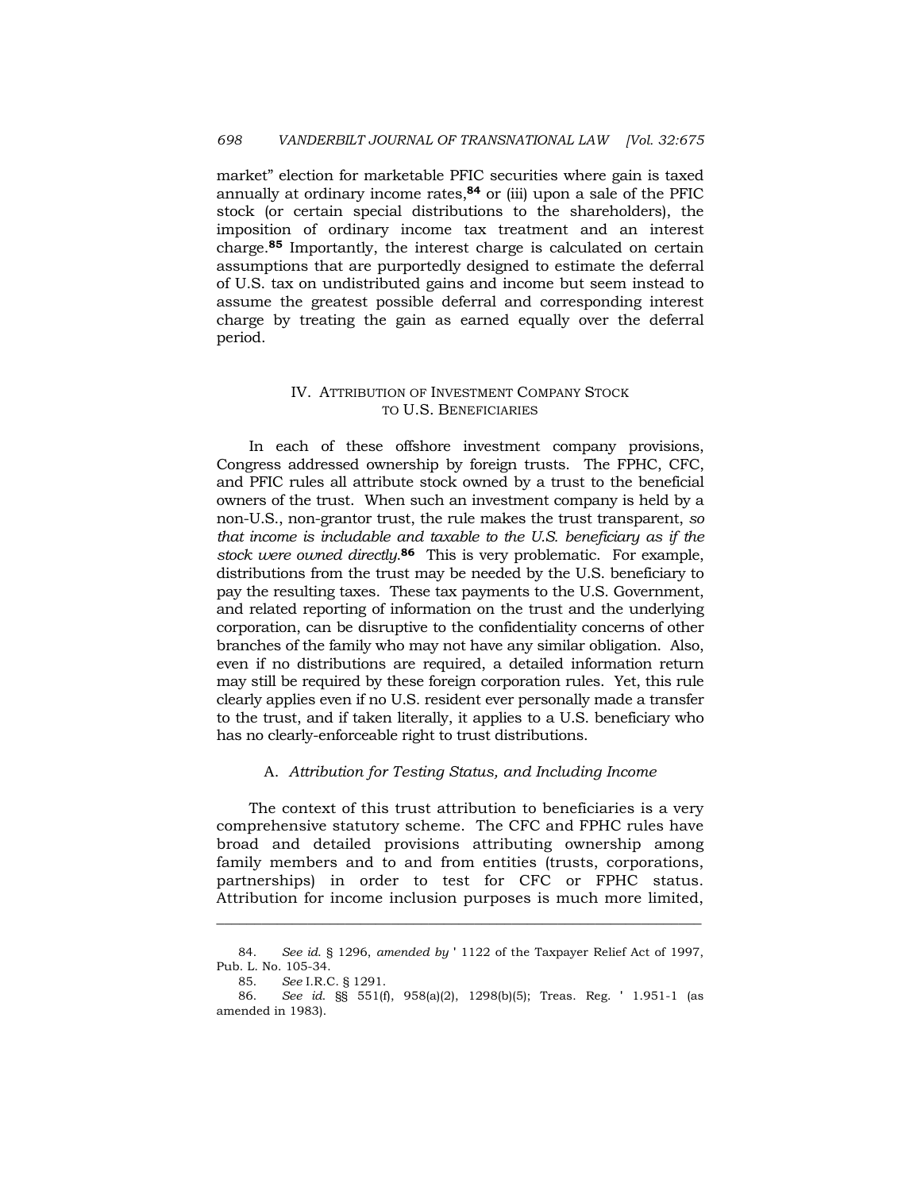market" election for marketable PFIC securities where gain is taxed annually at ordinary income rates,[84] or (iii) upon a sale of the PFIC stock (or certain special distributions to the shareholders), the imposition of ordinary income tax treatment and an interest charge.[85] Importantly, the interest charge is calculated on certain assumptions that are purportedly designed to estimate the deferral of U.S. tax on undistributed gains and income but seem instead to assume the greatest possible deferral and corresponding interest charge by treating the gain as earned equally over the deferral period.

## IV. ATTRIBUTION OF INVESTMENT COMPANY STOCK TO U.S. BENEFICIARIES

In each of these offshore investment company provisions, Congress addressed ownership by foreign trusts. The FPHC, CFC, and PFIC rules all attribute stock owned by a trust to the beneficial owners of the trust. When such an investment company is held by a non-U.S., non-grantor trust, the rule makes the trust transparent, *so that income is includable and taxable to the U.S. beneficiary as if the stock were owned directly*.[86] This is very problematic. For example, distributions from the trust may be needed by the U.S. beneficiary to pay the resulting taxes. These tax payments to the U.S. Government, and related reporting of information on the trust and the underlying corporation, can be disruptive to the confidentiality concerns of other branches of the family who may not have any similar obligation. Also, even if no distributions are required, a detailed information return may still be required by these foreign corporation rules. Yet, this rule clearly applies even if no U.S. resident ever personally made a transfer to the trust, and if taken literally, it applies to a U.S. beneficiary who has no clearly-enforceable right to trust distributions.

### A. *Attribution for Testing Status, and Including Income*

The context of this trust attribution to beneficiaries is a very comprehensive statutory scheme. The CFC and FPHC rules have broad and detailed provisions attributing ownership among family members and to and from entities (trusts, corporations, partnerships) in order to test for CFC or FPHC status. Attribution for income inclusion purposes is much more limited,

---

84. *See id.* § 1296, *amended by* ' 1122 of the Taxpayer Relief Act of 1997, Pub. L. No. 105-34.

85. *See* I.R.C. § 1291.

86. *See id.* §§ 551(f), 958(a)(2), 1298(b)(5); Treas. Reg. ' 1.951-1 (as amended in 1983).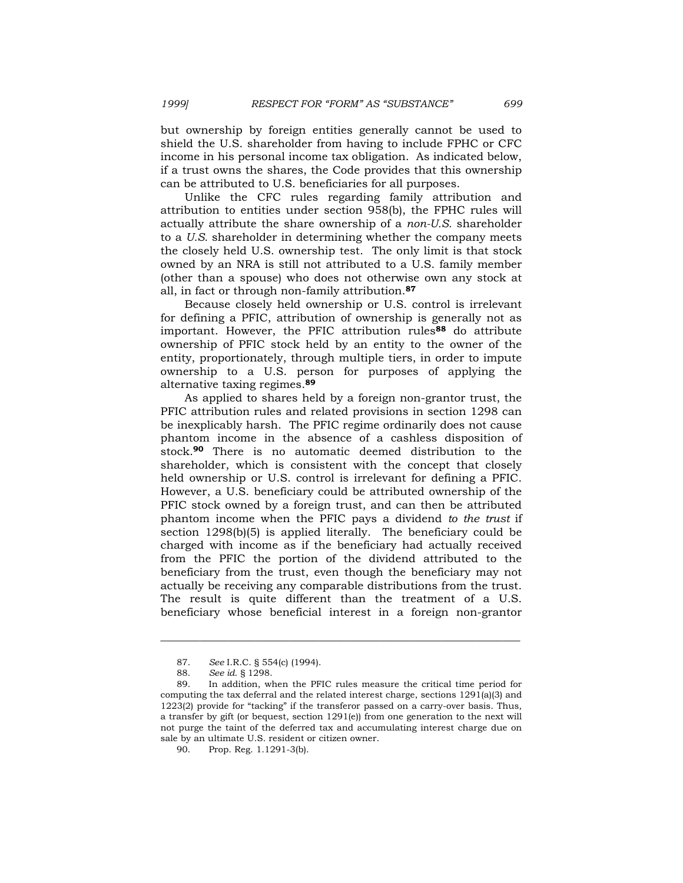but ownership by foreign entities generally cannot be used to shield the U.S. shareholder from having to include FPHC or CFC income in his personal income tax obligation. As indicated below, if a trust owns the shares, the Code provides that this ownership can be attributed to U.S. beneficiaries for all purposes.

Unlike the CFC rules regarding family attribution and attribution to entities under section 958(b), the FPHC rules will actually attribute the share ownership of a *non-U.S.* shareholder to a *U.S.* shareholder in determining whether the company meets the closely held U.S. ownership test. The only limit is that stock owned by an NRA is still not attributed to a U.S. family member (other than a spouse) who does not otherwise own any stock at all, in fact or through non-family attribution.[87]

Because closely held ownership or U.S. control is irrelevant for defining a PFIC, attribution of ownership is generally not as important. However, the PFIC attribution rules[88] do attribute ownership of PFIC stock held by an entity to the owner of the entity, proportionately, through multiple tiers, in order to impute ownership to a U.S. person for purposes of applying the alternative taxing regimes.[89]

As applied to shares held by a foreign non-grantor trust, the PFIC attribution rules and related provisions in section 1298 can be inexplicably harsh. The PFIC regime ordinarily does not cause phantom income in the absence of a cashless disposition of stock.[90] There is no automatic deemed distribution to the shareholder, which is consistent with the concept that closely held ownership or U.S. control is irrelevant for defining a PFIC. However, a U.S. beneficiary could be attributed ownership of the PFIC stock owned by a foreign trust, and can then be attributed phantom income when the PFIC pays a dividend *to the trust* if section 1298(b)(5) is applied literally. The beneficiary could be charged with income as if the beneficiary had actually received from the PFIC the portion of the dividend attributed to the beneficiary from the trust, even though the beneficiary may not actually be receiving any comparable distributions from the trust. The result is quite different than the treatment of a U.S. beneficiary whose beneficial interest in a foreign non-grantor

---

87. *See* I.R.C. § 554(c) (1994).

88. *See id.* § 1298.

89. In addition, when the PFIC rules measure the critical time period for computing the tax deferral and the related interest charge, sections 1291(a)(3) and 1223(2) provide for "tacking" if the transferor passed on a carry-over basis. Thus, a transfer by gift (or bequest, section 1291(e)) from one generation to the next will not purge the taint of the deferred tax and accumulating interest charge due on sale by an ultimate U.S. resident or citizen owner.

90. Prop. Reg. 1.1291-3(b).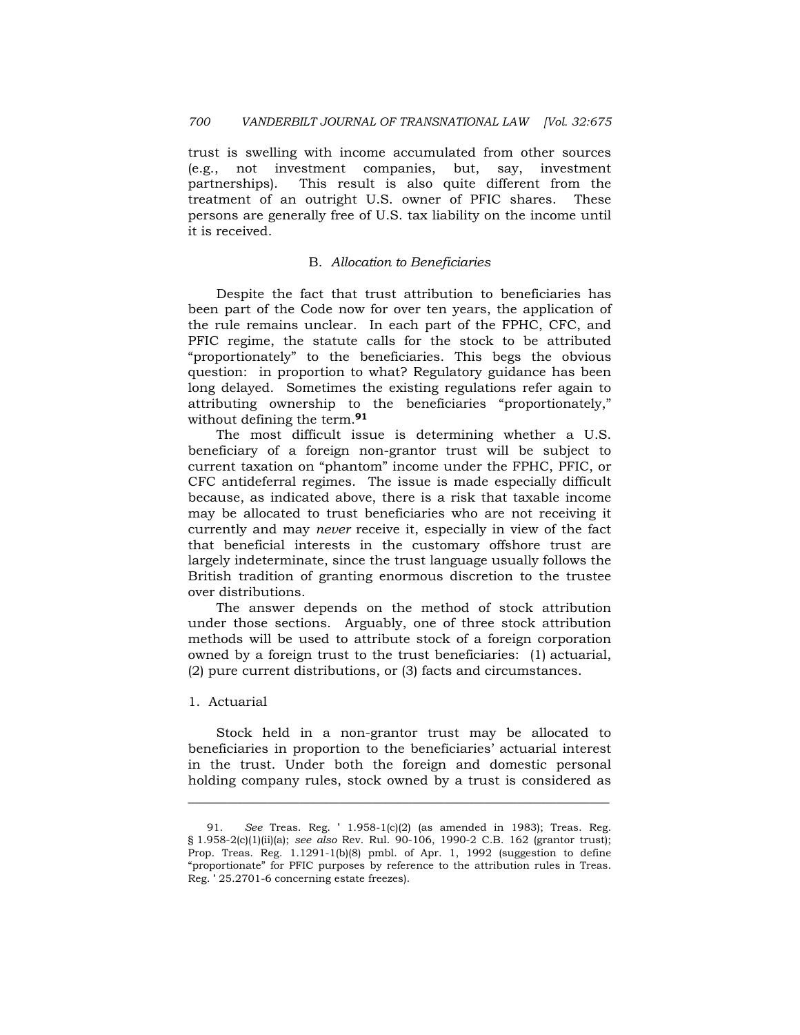trust is swelling with income accumulated from other sources (e.g., not investment companies, but, say, investment partnerships). This result is also quite different from the treatment of an outright U.S. owner of PFIC shares. These persons are generally free of U.S. tax liability on the income until it is received.

### B. *Allocation to Beneficiaries*

Despite the fact that trust attribution to beneficiaries has been part of the Code now for over ten years, the application of the rule remains unclear. In each part of the FPHC, CFC, and PFIC regime, the statute calls for the stock to be attributed "proportionately" to the beneficiaries. This begs the obvious question: in proportion to what? Regulatory guidance has been long delayed. Sometimes the existing regulations refer again to attributing ownership to the beneficiaries "proportionately," without defining the term.[91]

The most difficult issue is determining whether a U.S. beneficiary of a foreign non-grantor trust will be subject to current taxation on "phantom" income under the FPHC, PFIC, or CFC antideferral regimes. The issue is made especially difficult because, as indicated above, there is a risk that taxable income may be allocated to trust beneficiaries who are not receiving it currently and may *never* receive it, especially in view of the fact that beneficial interests in the customary offshore trust are largely indeterminate, since the trust language usually follows the British tradition of granting enormous discretion to the trustee over distributions.

The answer depends on the method of stock attribution under those sections. Arguably, one of three stock attribution methods will be used to attribute stock of a foreign corporation owned by a foreign trust to the trust beneficiaries: (1) actuarial, (2) pure current distributions, or (3) facts and circumstances.

#### 1. Actuarial

Stock held in a non-grantor trust may be allocated to beneficiaries in proportion to the beneficiaries' actuarial interest in the trust. Under both the foreign and domestic personal holding company rules, stock owned by a trust is considered as

---

91. *See* Treas. Reg. ' 1.958-1(c)(2) (as amended in 1983); Treas. Reg. § 1.958-2(c)(1)(ii)(a); *see also* Rev. Rul. 90-106, 1990-2 C.B. 162 (grantor trust); Prop. Treas. Reg. 1.1291-1(b)(8) pmbl. of Apr. 1, 1992 (suggestion to define "proportionate" for PFIC purposes by reference to the attribution rules in Treas. Reg. ' 25.2701-6 concerning estate freezes).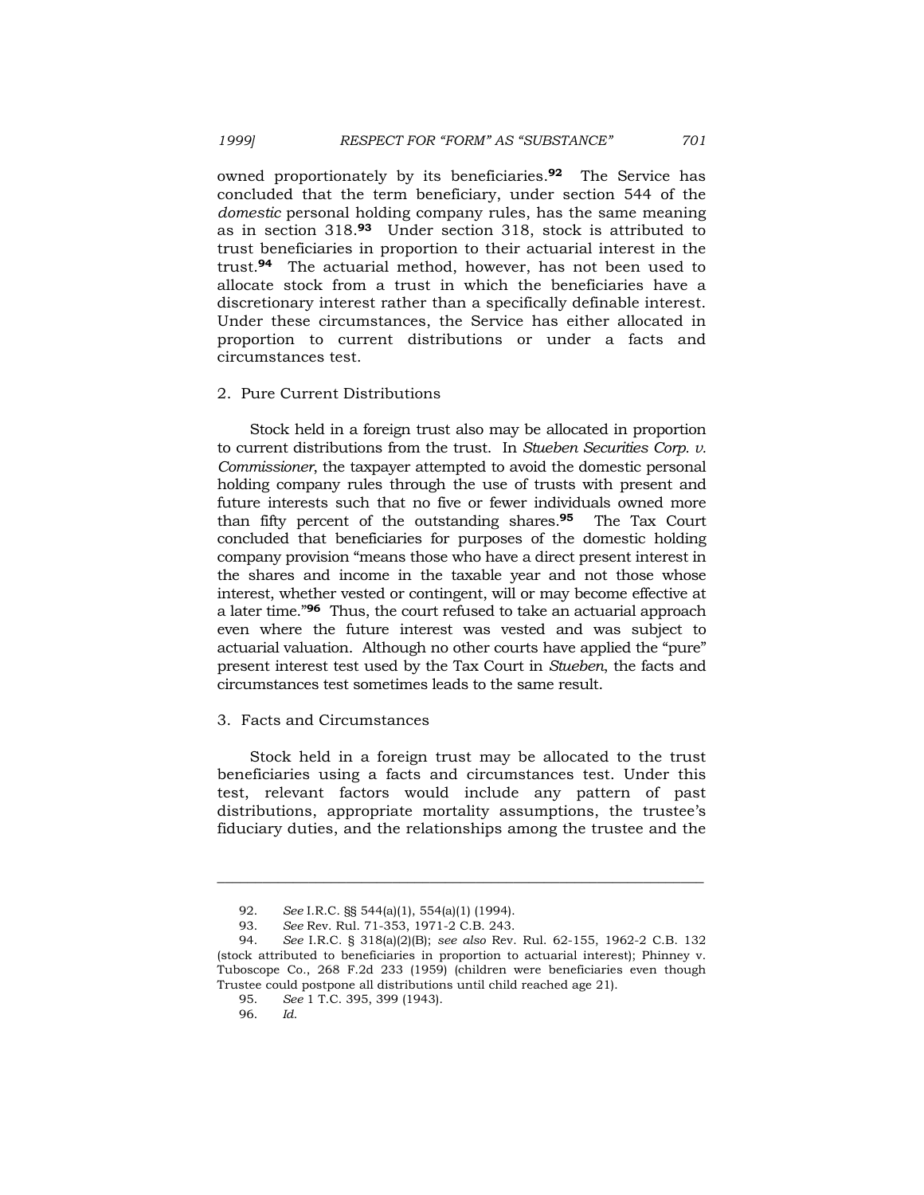owned proportionately by its beneficiaries.[92] The Service has concluded that the term beneficiary, under section 544 of the *domestic* personal holding company rules, has the same meaning as in section 318.[93] Under section 318, stock is attributed to trust beneficiaries in proportion to their actuarial interest in the trust.[94] The actuarial method, however, has not been used to allocate stock from a trust in which the beneficiaries have a discretionary interest rather than a specifically definable interest. Under these circumstances, the Service has either allocated in proportion to current distributions or under a facts and circumstances test.

### 2. Pure Current Distributions

Stock held in a foreign trust also may be allocated in proportion to current distributions from the trust. In *Stueben Securities Corp. v. Commissioner*, the taxpayer attempted to avoid the domestic personal holding company rules through the use of trusts with present and future interests such that no five or fewer individuals owned more than fifty percent of the outstanding shares.[95] The Tax Court concluded that beneficiaries for purposes of the domestic holding company provision "means those who have a direct present interest in the shares and income in the taxable year and not those whose interest, whether vested or contingent, will or may become effective at a later time."[96] Thus, the court refused to take an actuarial approach even where the future interest was vested and was subject to actuarial valuation. Although no other courts have applied the "pure" present interest test used by the Tax Court in *Stueben*, the facts and circumstances test sometimes leads to the same result.

### 3. Facts and Circumstances

Stock held in a foreign trust may be allocated to the trust beneficiaries using a facts and circumstances test. Under this test, relevant factors would include any pattern of past distributions, appropriate mortality assumptions, the trustee's fiduciary duties, and the relationships among the trustee and the

---

92. *See* I.R.C. §§ 544(a)(1), 554(a)(1) (1994).

93. *See* Rev. Rul. 71-353, 1971-2 C.B. 243.

94. *See* I.R.C. § 318(a)(2)(B); *see also* Rev. Rul. 62-155, 1962-2 C.B. 132 (stock attributed to beneficiaries in proportion to actuarial interest); Phinney v. Tuboscope Co., 268 F.2d 233 (1959) (children were beneficiaries even though Trustee could postpone all distributions until child reached age 21).

95. *See* 1 T.C. 395, 399 (1943).

96. *Id.*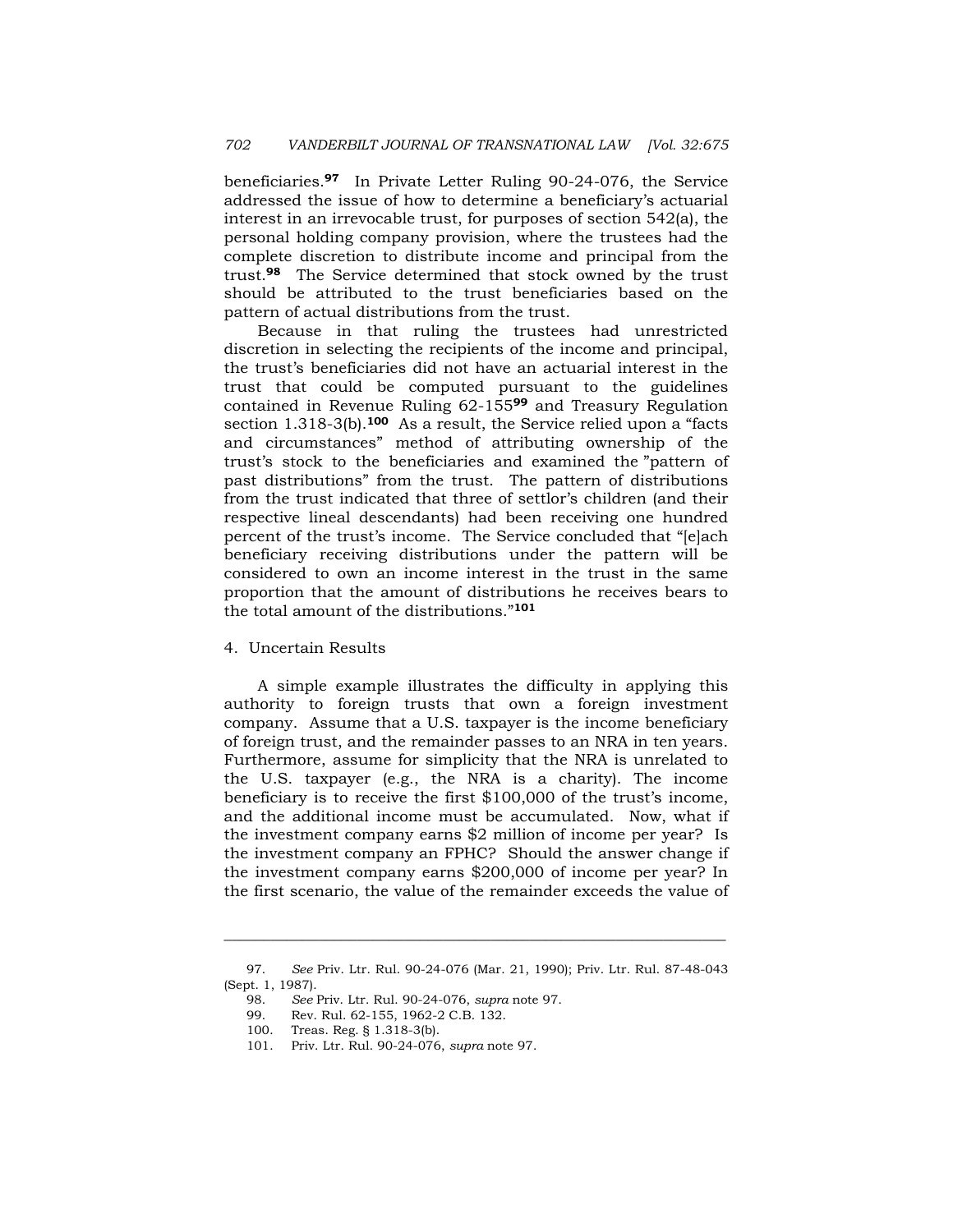beneficiaries.[97] In Private Letter Ruling 90-24-076, the Service addressed the issue of how to determine a beneficiary's actuarial interest in an irrevocable trust, for purposes of section 542(a), the personal holding company provision, where the trustees had the complete discretion to distribute income and principal from the trust.[98] The Service determined that stock owned by the trust should be attributed to the trust beneficiaries based on the pattern of actual distributions from the trust.

Because in that ruling the trustees had unrestricted discretion in selecting the recipients of the income and principal, the trust's beneficiaries did not have an actuarial interest in the trust that could be computed pursuant to the guidelines contained in Revenue Ruling 62-155[99] and Treasury Regulation section 1.318-3(b).[100] As a result, the Service relied upon a "facts and circumstances" method of attributing ownership of the trust's stock to the beneficiaries and examined the "pattern of past distributions" from the trust. The pattern of distributions from the trust indicated that three of settlor's children (and their respective lineal descendants) had been receiving one hundred percent of the trust's income. The Service concluded that "[e]ach beneficiary receiving distributions under the pattern will be considered to own an income interest in the trust in the same proportion that the amount of distributions he receives bears to the total amount of the distributions."[101]

4. Uncertain Results

A simple example illustrates the difficulty in applying this authority to foreign trusts that own a foreign investment company. Assume that a U.S. taxpayer is the income beneficiary of foreign trust, and the remainder passes to an NRA in ten years. Furthermore, assume for simplicity that the NRA is unrelated to the U.S. taxpayer (e.g., the NRA is a charity). The income beneficiary is to receive the first $100,000 of the trust's income, and the additional income must be accumulated. Now, what if the investment company earns $2 million of income per year? Is the investment company an FPHC? Should the answer change if the investment company earns $200,000 of income per year? In the first scenario, the value of the remainder exceeds the value of

---

97. *See* Priv. Ltr. Rul. 90-24-076 (Mar. 21, 1990); Priv. Ltr. Rul. 87-48-043 (Sept. 1, 1987).

98. *See* Priv. Ltr. Rul. 90-24-076, *supra* note 97.

99. Rev. Rul. 62-155, 1962-2 C.B. 132.

100. Treas. Reg. § 1.318-3(b).

101. Priv. Ltr. Rul. 90-24-076, *supra* note 97.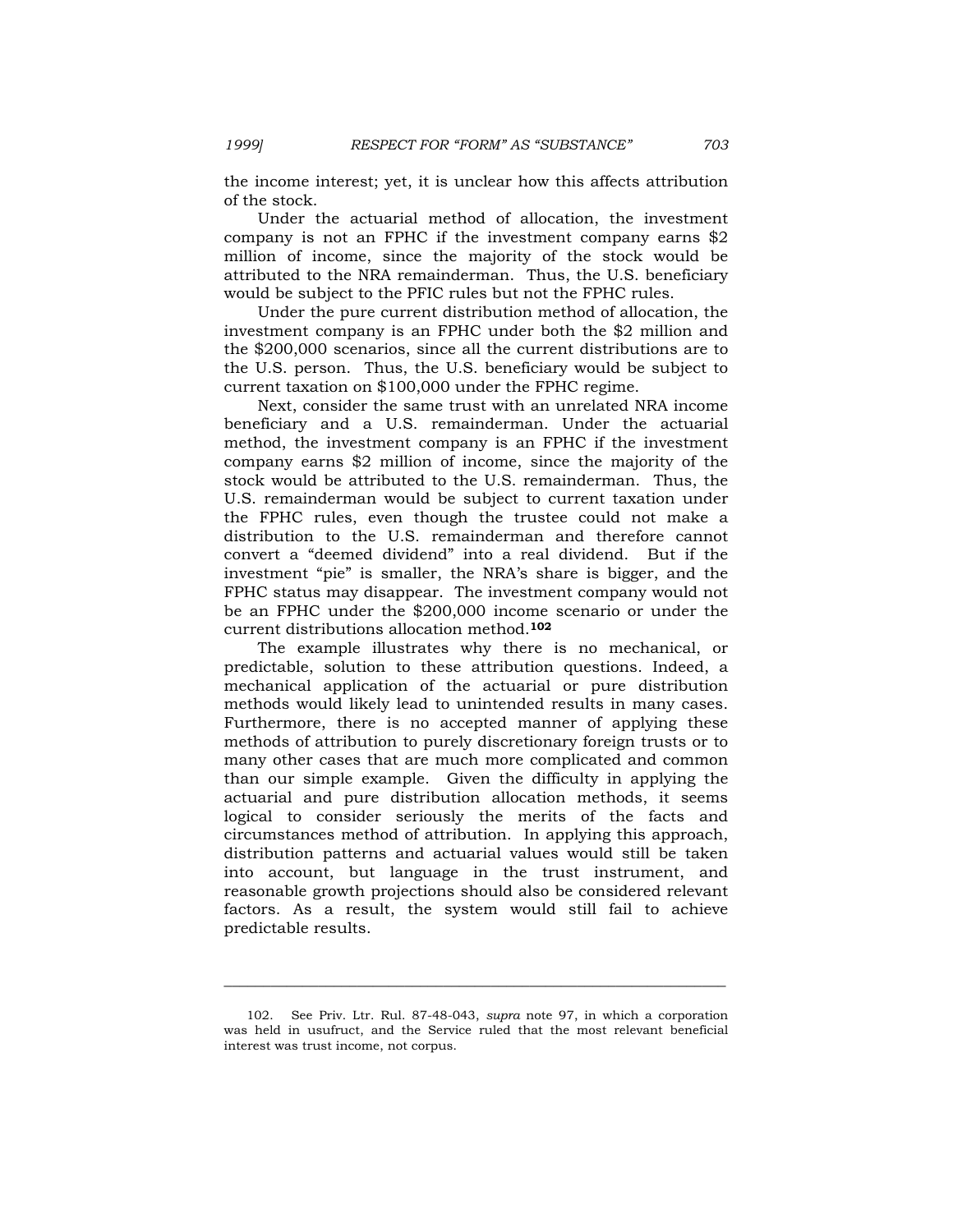the income interest; yet, it is unclear how this affects attribution of the stock.

Under the actuarial method of allocation, the investment company is not an FPHC if the investment company earns $2 million of income, since the majority of the stock would be attributed to the NRA remainderman. Thus, the U.S. beneficiary would be subject to the PFIC rules but not the FPHC rules.

Under the pure current distribution method of allocation, the investment company is an FPHC under both the $2 million and the $200,000 scenarios, since all the current distributions are to the U.S. person. Thus, the U.S. beneficiary would be subject to current taxation on $100,000 under the FPHC regime.

Next, consider the same trust with an unrelated NRA income beneficiary and a U.S. remainderman. Under the actuarial method, the investment company is an FPHC if the investment company earns $2 million of income, since the majority of the stock would be attributed to the U.S. remainderman. Thus, the U.S. remainderman would be subject to current taxation under the FPHC rules, even though the trustee could not make a distribution to the U.S. remainderman and therefore cannot convert a "deemed dividend" into a real dividend. But if the investment "pie" is smaller, the NRA's share is bigger, and the FPHC status may disappear. The investment company would not be an FPHC under the $200,000 income scenario or under the current distributions allocation method.[102]

The example illustrates why there is no mechanical, or predictable, solution to these attribution questions. Indeed, a mechanical application of the actuarial or pure distribution methods would likely lead to unintended results in many cases. Furthermore, there is no accepted manner of applying these methods of attribution to purely discretionary foreign trusts or to many other cases that are much more complicated and common than our simple example. Given the difficulty in applying the actuarial and pure distribution allocation methods, it seems logical to consider seriously the merits of the facts and circumstances method of attribution. In applying this approach, distribution patterns and actuarial values would still be taken into account, but language in the trust instrument, and reasonable growth projections should also be considered relevant factors. As a result, the system would still fail to achieve predictable results.

---

102. See Priv. Ltr. Rul. 87-48-043, *supra* note 97, in which a corporation was held in usufruct, and the Service ruled that the most relevant beneficial interest was trust income, not corpus.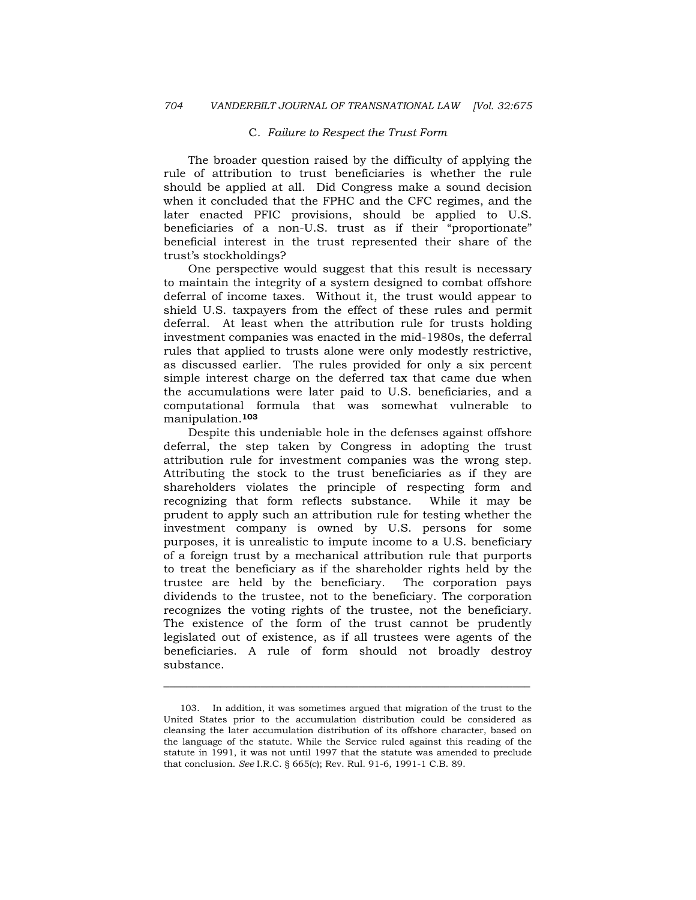### C. *Failure to Respect the Trust Form*

The broader question raised by the difficulty of applying the rule of attribution to trust beneficiaries is whether the rule should be applied at all. Did Congress make a sound decision when it concluded that the FPHC and the CFC regimes, and the later enacted PFIC provisions, should be applied to U.S. beneficiaries of a non-U.S. trust as if their "proportionate" beneficial interest in the trust represented their share of the trust's stockholdings?

One perspective would suggest that this result is necessary to maintain the integrity of a system designed to combat offshore deferral of income taxes. Without it, the trust would appear to shield U.S. taxpayers from the effect of these rules and permit deferral. At least when the attribution rule for trusts holding investment companies was enacted in the mid-1980s, the deferral rules that applied to trusts alone were only modestly restrictive, as discussed earlier. The rules provided for only a six percent simple interest charge on the deferred tax that came due when the accumulations were later paid to U.S. beneficiaries, and a computational formula that was somewhat vulnerable to manipulation.[103]

Despite this undeniable hole in the defenses against offshore deferral, the step taken by Congress in adopting the trust attribution rule for investment companies was the wrong step. Attributing the stock to the trust beneficiaries as if they are shareholders violates the principle of respecting form and recognizing that form reflects substance. While it may be prudent to apply such an attribution rule for testing whether the investment company is owned by U.S. persons for some purposes, it is unrealistic to impute income to a U.S. beneficiary of a foreign trust by a mechanical attribution rule that purports to treat the beneficiary as if the shareholder rights held by the trustee are held by the beneficiary. The corporation pays dividends to the trustee, not to the beneficiary. The corporation recognizes the voting rights of the trustee, not the beneficiary. The existence of the form of the trust cannot be prudently legislated out of existence, as if all trustees were agents of the beneficiaries. A rule of form should not broadly destroy substance.

---

103. In addition, it was sometimes argued that migration of the trust to the United States prior to the accumulation distribution could be considered as cleansing the later accumulation distribution of its offshore character, based on the language of the statute. While the Service ruled against this reading of the statute in 1991, it was not until 1997 that the statute was amended to preclude that conclusion. *See* I.R.C. § 665(c); Rev. Rul. 91-6, 1991-1 C.B. 89.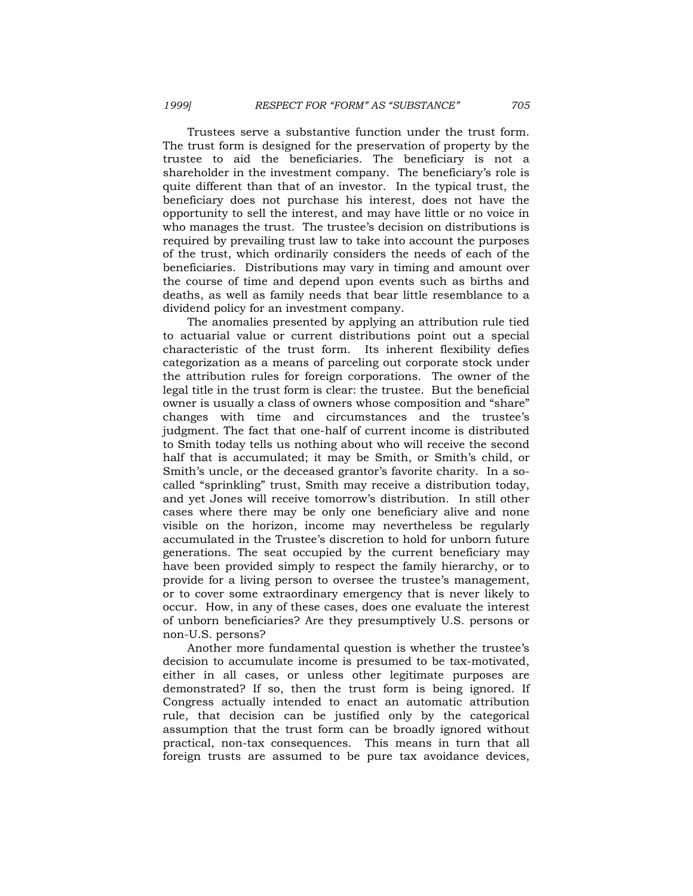Trustees serve a substantive function under the trust form. The trust form is designed for the preservation of property by the trustee to aid the beneficiaries. The beneficiary is not a shareholder in the investment company. The beneficiary's role is quite different than that of an investor. In the typical trust, the beneficiary does not purchase his interest, does not have the opportunity to sell the interest, and may have little or no voice in who manages the trust. The trustee's decision on distributions is required by prevailing trust law to take into account the purposes of the trust, which ordinarily considers the needs of each of the beneficiaries. Distributions may vary in timing and amount over the course of time and depend upon events such as births and deaths, as well as family needs that bear little resemblance to a dividend policy for an investment company.

The anomalies presented by applying an attribution rule tied to actuarial value or current distributions point out a special characteristic of the trust form. Its inherent flexibility defies categorization as a means of parceling out corporate stock under the attribution rules for foreign corporations. The owner of the legal title in the trust form is clear: the trustee. But the beneficial owner is usually a class of owners whose composition and "share" changes with time and circumstances and the trustee's judgment. The fact that one-half of current income is distributed to Smith today tells us nothing about who will receive the second half that is accumulated; it may be Smith, or Smith's child, or Smith's uncle, or the deceased grantor's favorite charity. In a so-called "sprinkling" trust, Smith may receive a distribution today, and yet Jones will receive tomorrow's distribution. In still other cases where there may be only one beneficiary alive and none visible on the horizon, income may nevertheless be regularly accumulated in the Trustee's discretion to hold for unborn future generations. The seat occupied by the current beneficiary may have been provided simply to respect the family hierarchy, or to provide for a living person to oversee the trustee's management, or to cover some extraordinary emergency that is never likely to occur. How, in any of these cases, does one evaluate the interest of unborn beneficiaries? Are they presumptively U.S. persons or non-U.S. persons?

Another more fundamental question is whether the trustee's decision to accumulate income is presumed to be tax-motivated, either in all cases, or unless other legitimate purposes are demonstrated? If so, then the trust form is being ignored. If Congress actually intended to enact an automatic attribution rule, that decision can be justified only by the categorical assumption that the trust form can be broadly ignored without practical, non-tax consequences. This means in turn that all foreign trusts are assumed to be pure tax avoidance devices,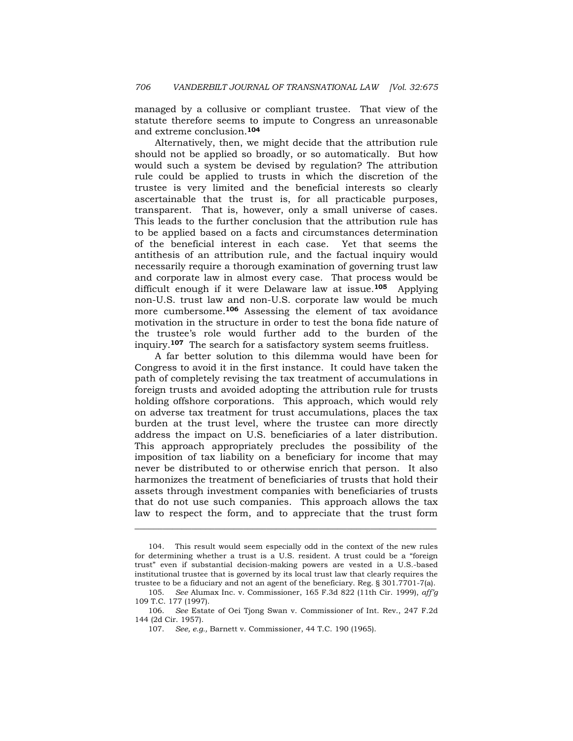managed by a collusive or compliant trustee. That view of the statute therefore seems to impute to Congress an unreasonable and extreme conclusion.[104]

Alternatively, then, we might decide that the attribution rule should not be applied so broadly, or so automatically. But how would such a system be devised by regulation? The attribution rule could be applied to trusts in which the discretion of the trustee is very limited and the beneficial interests so clearly ascertainable that the trust is, for all practicable purposes, transparent. That is, however, only a small universe of cases. This leads to the further conclusion that the attribution rule has to be applied based on a facts and circumstances determination of the beneficial interest in each case. Yet that seems the antithesis of an attribution rule, and the factual inquiry would necessarily require a thorough examination of governing trust law and corporate law in almost every case. That process would be difficult enough if it were Delaware law at issue.[105] Applying non-U.S. trust law and non-U.S. corporate law would be much more cumbersome.[106] Assessing the element of tax avoidance motivation in the structure in order to test the bona fide nature of the trustee's role would further add to the burden of the inquiry.[107] The search for a satisfactory system seems fruitless.

A far better solution to this dilemma would have been for Congress to avoid it in the first instance. It could have taken the path of completely revising the tax treatment of accumulations in foreign trusts and avoided adopting the attribution rule for trusts holding offshore corporations. This approach, which would rely on adverse tax treatment for trust accumulations, places the tax burden at the trust level, where the trustee can more directly address the impact on U.S. beneficiaries of a later distribution. This approach appropriately precludes the possibility of the imposition of tax liability on a beneficiary for income that may never be distributed to or otherwise enrich that person. It also harmonizes the treatment of beneficiaries of trusts that hold their assets through investment companies with beneficiaries of trusts that do not use such companies. This approach allows the tax law to respect the form, and to appreciate that the trust form

---

104. This result would seem especially odd in the context of the new rules for determining whether a trust is a U.S. resident. A trust could be a "foreign trust" even if substantial decision-making powers are vested in a U.S.-based institutional trustee that is governed by its local trust law that clearly requires the trustee to be a fiduciary and not an agent of the beneficiary. Reg. § 301.7701-7(a).

105. *See* Alumax Inc. v. Commissioner, 165 F.3d 822 (11th Cir. 1999), *aff'g* 109 T.C. 177 (1997).

106. *See* Estate of Oei Tjong Swan v. Commissioner of Int. Rev., 247 F.2d 144 (2d Cir. 1957).

107. *See, e.g.,* Barnett v. Commissioner, 44 T.C. 190 (1965).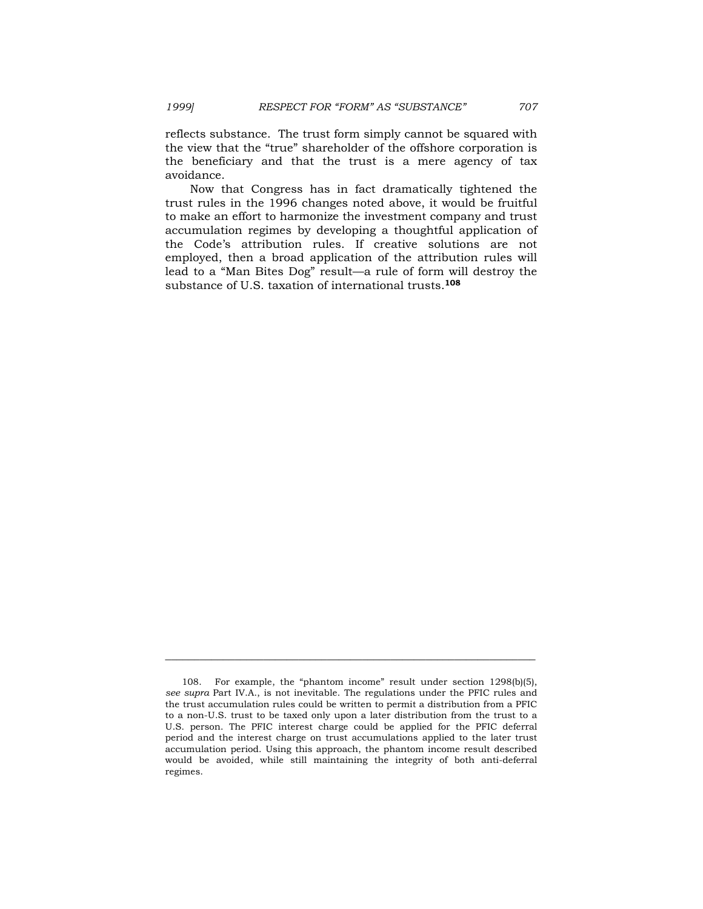reflects substance. The trust form simply cannot be squared with the view that the "true" shareholder of the offshore corporation is the beneficiary and that the trust is a mere agency of tax avoidance.

Now that Congress has in fact dramatically tightened the trust rules in the 1996 changes noted above, it would be fruitful to make an effort to harmonize the investment company and trust accumulation regimes by developing a thoughtful application of the Code's attribution rules. If creative solutions are not employed, then a broad application of the attribution rules will lead to a "Man Bites Dog" result—a rule of form will destroy the substance of U.S. taxation of international trusts.[108]

---

108. For example, the "phantom income" result under section 1298(b)(5), *see supra* Part IV.A., is not inevitable. The regulations under the PFIC rules and the trust accumulation rules could be written to permit a distribution from a PFIC to a non-U.S. trust to be taxed only upon a later distribution from the trust to a U.S. person. The PFIC interest charge could be applied for the PFIC deferral period and the interest charge on trust accumulations applied to the later trust accumulation period. Using this approach, the phantom income result described would be avoided, while still maintaining the integrity of both anti-deferral regimes.